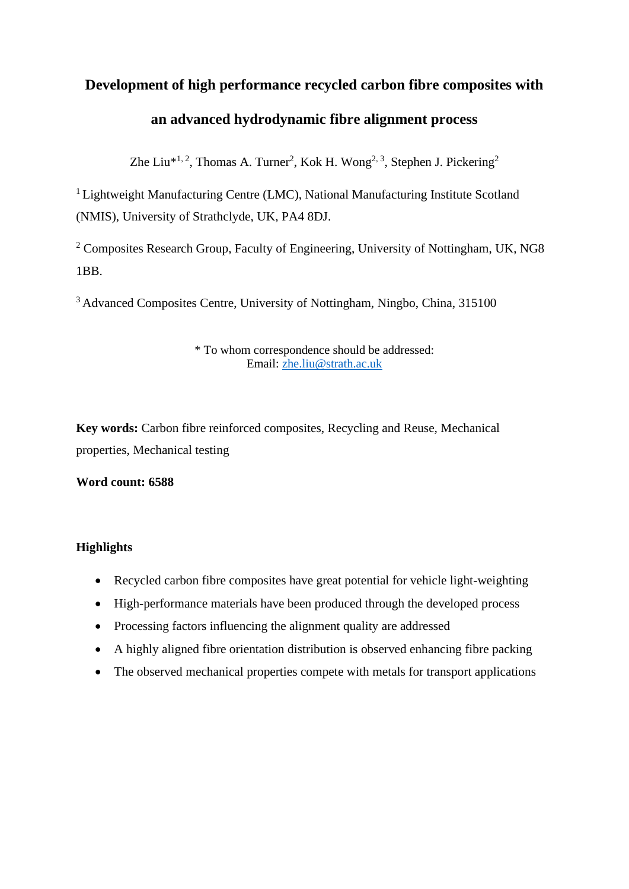# Development of high performance recycled carbon fibre composites with an advanced hydrodynamic fibre alignment process

Zhe Liu*[1, 2], Thomas A. Turner[2], Kok H. Wong[2, 3], Stephen J. Pickering[2]

[1] Lightweight Manufacturing Centre (LMC), National Manufacturing Institute Scotland (NMIS), University of Strathclyde, UK, PA4 8DJ.

[2] Composites Research Group, Faculty of Engineering, University of Nottingham, UK, NG8 1BB.

[3] Advanced Composites Centre, University of Nottingham, Ningbo, China, 315100

\* To whom correspondence should be addressed:
Email: zhe.liu@strath.ac.uk

**Key words:** Carbon fibre reinforced composites, Recycling and Reuse, Mechanical properties, Mechanical testing

**Word count: 6588**

**Highlights**

- Recycled carbon fibre composites have great potential for vehicle light-weighting
- High-performance materials have been produced through the developed process
- Processing factors influencing the alignment quality are addressed
- A highly aligned fibre orientation distribution is observed enhancing fibre packing
- The observed mechanical properties compete with metals for transport applications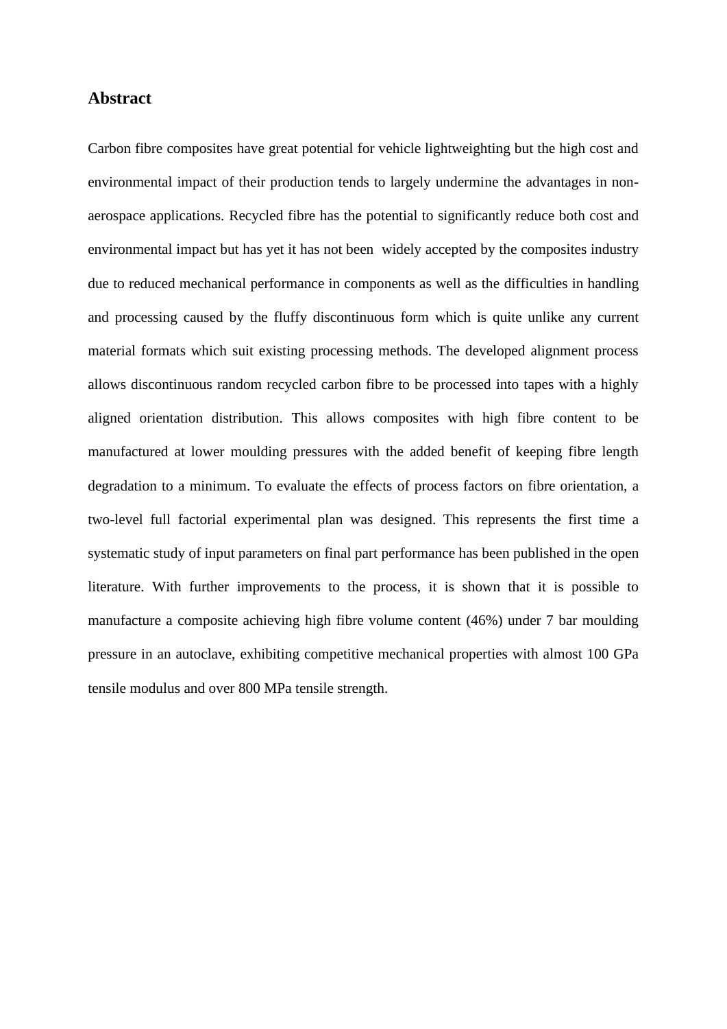## Abstract

Carbon fibre composites have great potential for vehicle lightweighting but the high cost and environmental impact of their production tends to largely undermine the advantages in non-aerospace applications. Recycled fibre has the potential to significantly reduce both cost and environmental impact but has yet it has not been widely accepted by the composites industry due to reduced mechanical performance in components as well as the difficulties in handling and processing caused by the fluffy discontinuous form which is quite unlike any current material formats which suit existing processing methods. The developed alignment process allows discontinuous random recycled carbon fibre to be processed into tapes with a highly aligned orientation distribution. This allows composites with high fibre content to be manufactured at lower moulding pressures with the added benefit of keeping fibre length degradation to a minimum. To evaluate the effects of process factors on fibre orientation, a two-level full factorial experimental plan was designed. This represents the first time a systematic study of input parameters on final part performance has been published in the open literature. With further improvements to the process, it is shown that it is possible to manufacture a composite achieving high fibre volume content (46%) under 7 bar moulding pressure in an autoclave, exhibiting competitive mechanical properties with almost 100 GPa tensile modulus and over 800 MPa tensile strength.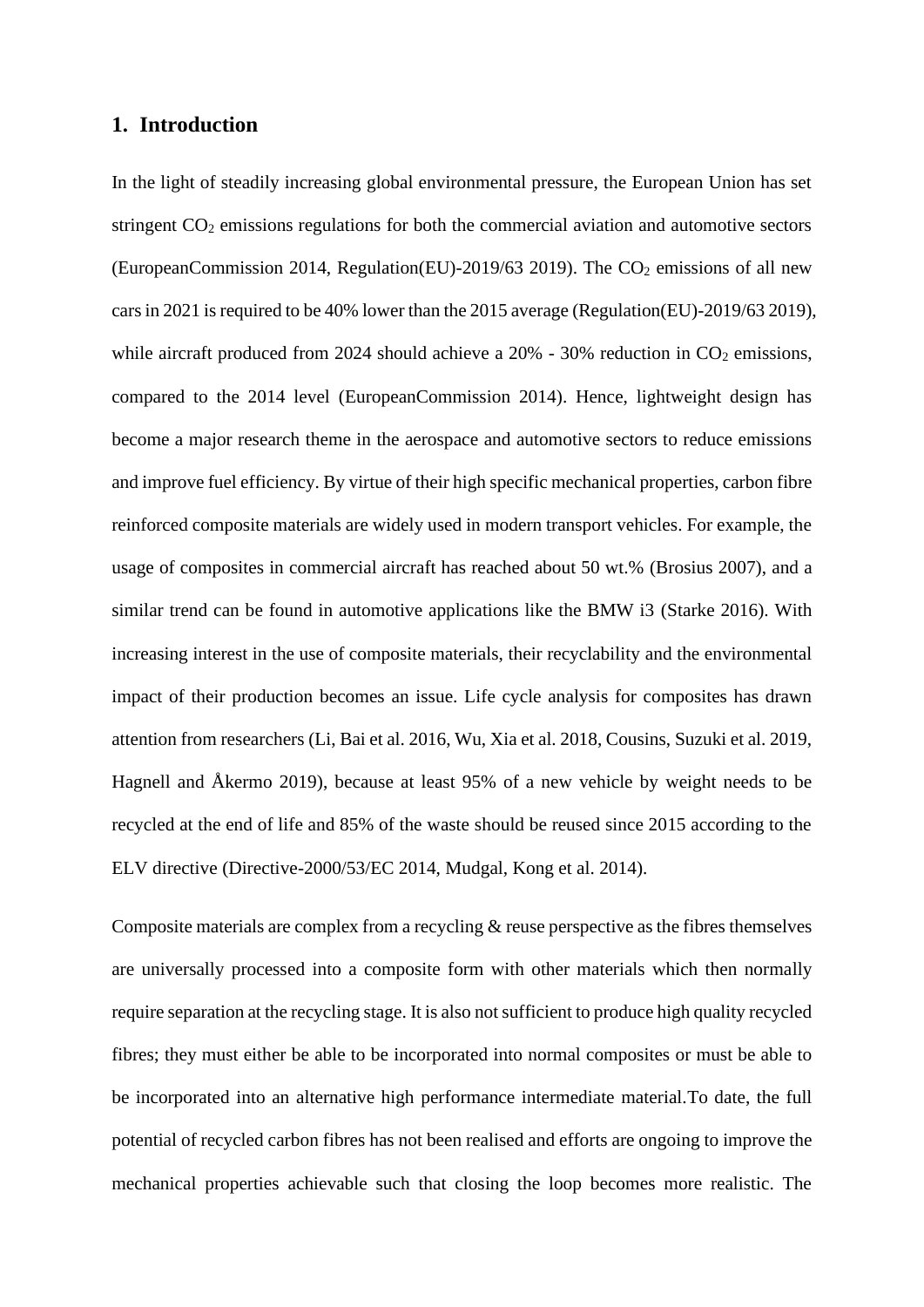## 1. Introduction

In the light of steadily increasing global environmental pressure, the European Union has set stringent $CO_2$ emissions regulations for both the commercial aviation and automotive sectors (EuropeanCommission 2014, Regulation(EU)-2019/63 2019). The $CO_2$ emissions of all new cars in 2021 is required to be 40% lower than the 2015 average (Regulation(EU)-2019/63 2019), while aircraft produced from 2024 should achieve a 20% - 30% reduction in $CO_2$ emissions, compared to the 2014 level (EuropeanCommission 2014). Hence, lightweight design has become a major research theme in the aerospace and automotive sectors to reduce emissions and improve fuel efficiency. By virtue of their high specific mechanical properties, carbon fibre reinforced composite materials are widely used in modern transport vehicles. For example, the usage of composites in commercial aircraft has reached about 50 wt.% (Brosius 2007), and a similar trend can be found in automotive applications like the BMW i3 (Starke 2016). With increasing interest in the use of composite materials, their recyclability and the environmental impact of their production becomes an issue. Life cycle analysis for composites has drawn attention from researchers (Li, Bai et al. 2016, Wu, Xia et al. 2018, Cousins, Suzuki et al. 2019, Hagnell and Åkermo 2019), because at least 95% of a new vehicle by weight needs to be recycled at the end of life and 85% of the waste should be reused since 2015 according to the ELV directive (Directive-2000/53/EC 2014, Mudgal, Kong et al. 2014).

Composite materials are complex from a recycling & reuse perspective as the fibres themselves are universally processed into a composite form with other materials which then normally require separation at the recycling stage. It is also not sufficient to produce high quality recycled fibres; they must either be able to be incorporated into normal composites or must be able to be incorporated into an alternative high performance intermediate material.To date, the full potential of recycled carbon fibres has not been realised and efforts are ongoing to improve the mechanical properties achievable such that closing the loop becomes more realistic. The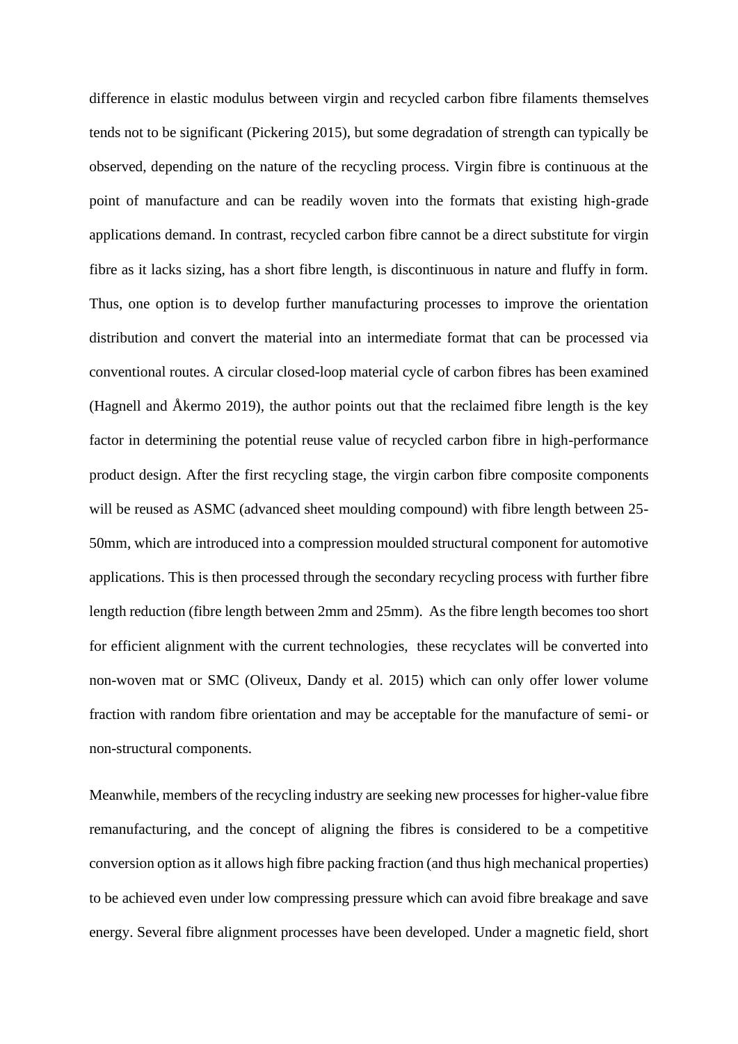difference in elastic modulus between virgin and recycled carbon fibre filaments themselves tends not to be significant (Pickering 2015), but some degradation of strength can typically be observed, depending on the nature of the recycling process. Virgin fibre is continuous at the point of manufacture and can be readily woven into the formats that existing high-grade applications demand. In contrast, recycled carbon fibre cannot be a direct substitute for virgin fibre as it lacks sizing, has a short fibre length, is discontinuous in nature and fluffy in form. Thus, one option is to develop further manufacturing processes to improve the orientation distribution and convert the material into an intermediate format that can be processed via conventional routes. A circular closed-loop material cycle of carbon fibres has been examined (Hagnell and Åkermo 2019), the author points out that the reclaimed fibre length is the key factor in determining the potential reuse value of recycled carbon fibre in high-performance product design. After the first recycling stage, the virgin carbon fibre composite components will be reused as ASMC (advanced sheet moulding compound) with fibre length between 25-50mm, which are introduced into a compression moulded structural component for automotive applications. This is then processed through the secondary recycling process with further fibre length reduction (fibre length between 2mm and 25mm). As the fibre length becomes too short for efficient alignment with the current technologies, these recyclates will be converted into non-woven mat or SMC (Oliveux, Dandy et al. 2015) which can only offer lower volume fraction with random fibre orientation and may be acceptable for the manufacture of semi- or non-structural components.

Meanwhile, members of the recycling industry are seeking new processes for higher-value fibre remanufacturing, and the concept of aligning the fibres is considered to be a competitive conversion option as it allows high fibre packing fraction (and thus high mechanical properties) to be achieved even under low compressing pressure which can avoid fibre breakage and save energy. Several fibre alignment processes have been developed. Under a magnetic field, short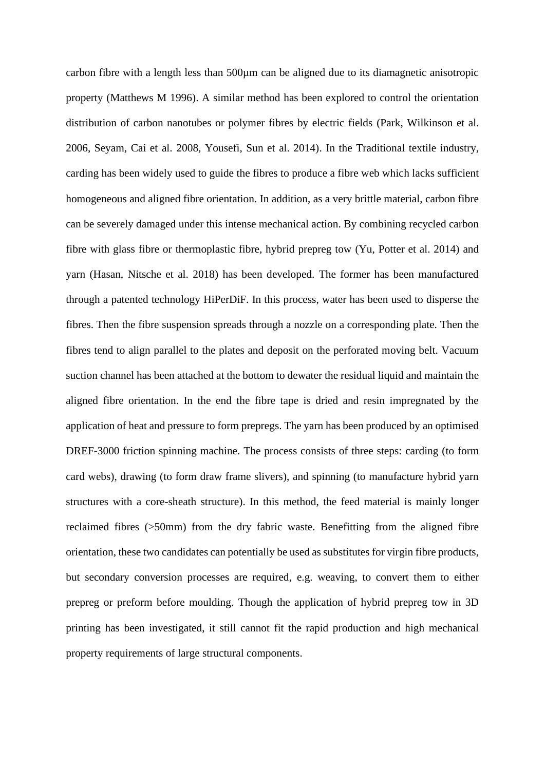carbon fibre with a length less than 500μm can be aligned due to its diamagnetic anisotropic property (Matthews M 1996). A similar method has been explored to control the orientation distribution of carbon nanotubes or polymer fibres by electric fields (Park, Wilkinson et al. 2006, Seyam, Cai et al. 2008, Yousefi, Sun et al. 2014). In the Traditional textile industry, carding has been widely used to guide the fibres to produce a fibre web which lacks sufficient homogeneous and aligned fibre orientation. In addition, as a very brittle material, carbon fibre can be severely damaged under this intense mechanical action. By combining recycled carbon fibre with glass fibre or thermoplastic fibre, hybrid prepreg tow (Yu, Potter et al. 2014) and yarn (Hasan, Nitsche et al. 2018) has been developed. The former has been manufactured through a patented technology HiPerDiF. In this process, water has been used to disperse the fibres. Then the fibre suspension spreads through a nozzle on a corresponding plate. Then the fibres tend to align parallel to the plates and deposit on the perforated moving belt. Vacuum suction channel has been attached at the bottom to dewater the residual liquid and maintain the aligned fibre orientation. In the end the fibre tape is dried and resin impregnated by the application of heat and pressure to form prepregs. The yarn has been produced by an optimised DREF-3000 friction spinning machine. The process consists of three steps: carding (to form card webs), drawing (to form draw frame slivers), and spinning (to manufacture hybrid yarn structures with a core-sheath structure). In this method, the feed material is mainly longer reclaimed fibres (>50mm) from the dry fabric waste. Benefitting from the aligned fibre orientation, these two candidates can potentially be used as substitutes for virgin fibre products, but secondary conversion processes are required, e.g. weaving, to convert them to either prepreg or preform before moulding. Though the application of hybrid prepreg tow in 3D printing has been investigated, it still cannot fit the rapid production and high mechanical property requirements of large structural components.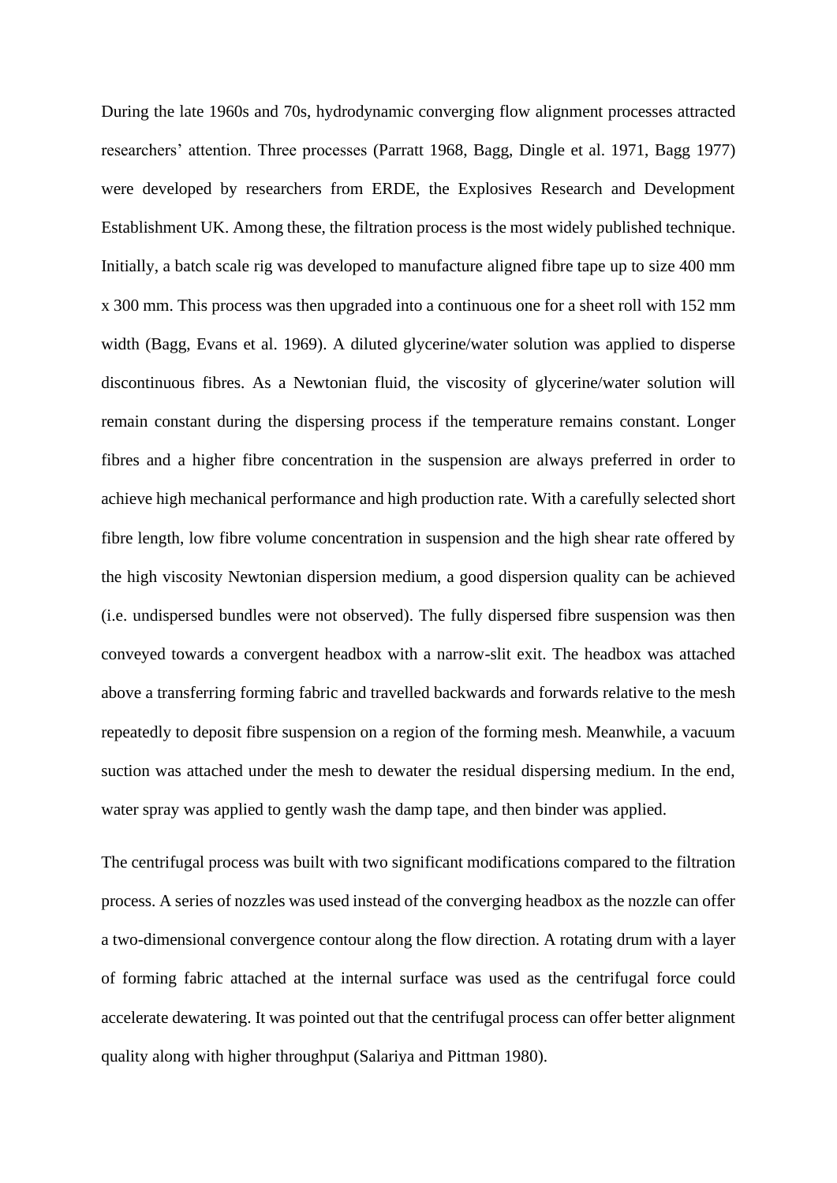During the late 1960s and 70s, hydrodynamic converging flow alignment processes attracted researchers' attention. Three processes (Parratt 1968, Bagg, Dingle et al. 1971, Bagg 1977) were developed by researchers from ERDE, the Explosives Research and Development Establishment UK. Among these, the filtration process is the most widely published technique. Initially, a batch scale rig was developed to manufacture aligned fibre tape up to size 400 mm x 300 mm. This process was then upgraded into a continuous one for a sheet roll with 152 mm width (Bagg, Evans et al. 1969). A diluted glycerine/water solution was applied to disperse discontinuous fibres. As a Newtonian fluid, the viscosity of glycerine/water solution will remain constant during the dispersing process if the temperature remains constant. Longer fibres and a higher fibre concentration in the suspension are always preferred in order to achieve high mechanical performance and high production rate. With a carefully selected short fibre length, low fibre volume concentration in suspension and the high shear rate offered by the high viscosity Newtonian dispersion medium, a good dispersion quality can be achieved (i.e. undispersed bundles were not observed). The fully dispersed fibre suspension was then conveyed towards a convergent headbox with a narrow-slit exit. The headbox was attached above a transferring forming fabric and travelled backwards and forwards relative to the mesh repeatedly to deposit fibre suspension on a region of the forming mesh. Meanwhile, a vacuum suction was attached under the mesh to dewater the residual dispersing medium. In the end, water spray was applied to gently wash the damp tape, and then binder was applied.

The centrifugal process was built with two significant modifications compared to the filtration process. A series of nozzles was used instead of the converging headbox as the nozzle can offer a two-dimensional convergence contour along the flow direction. A rotating drum with a layer of forming fabric attached at the internal surface was used as the centrifugal force could accelerate dewatering. It was pointed out that the centrifugal process can offer better alignment quality along with higher throughput (Salariya and Pittman 1980).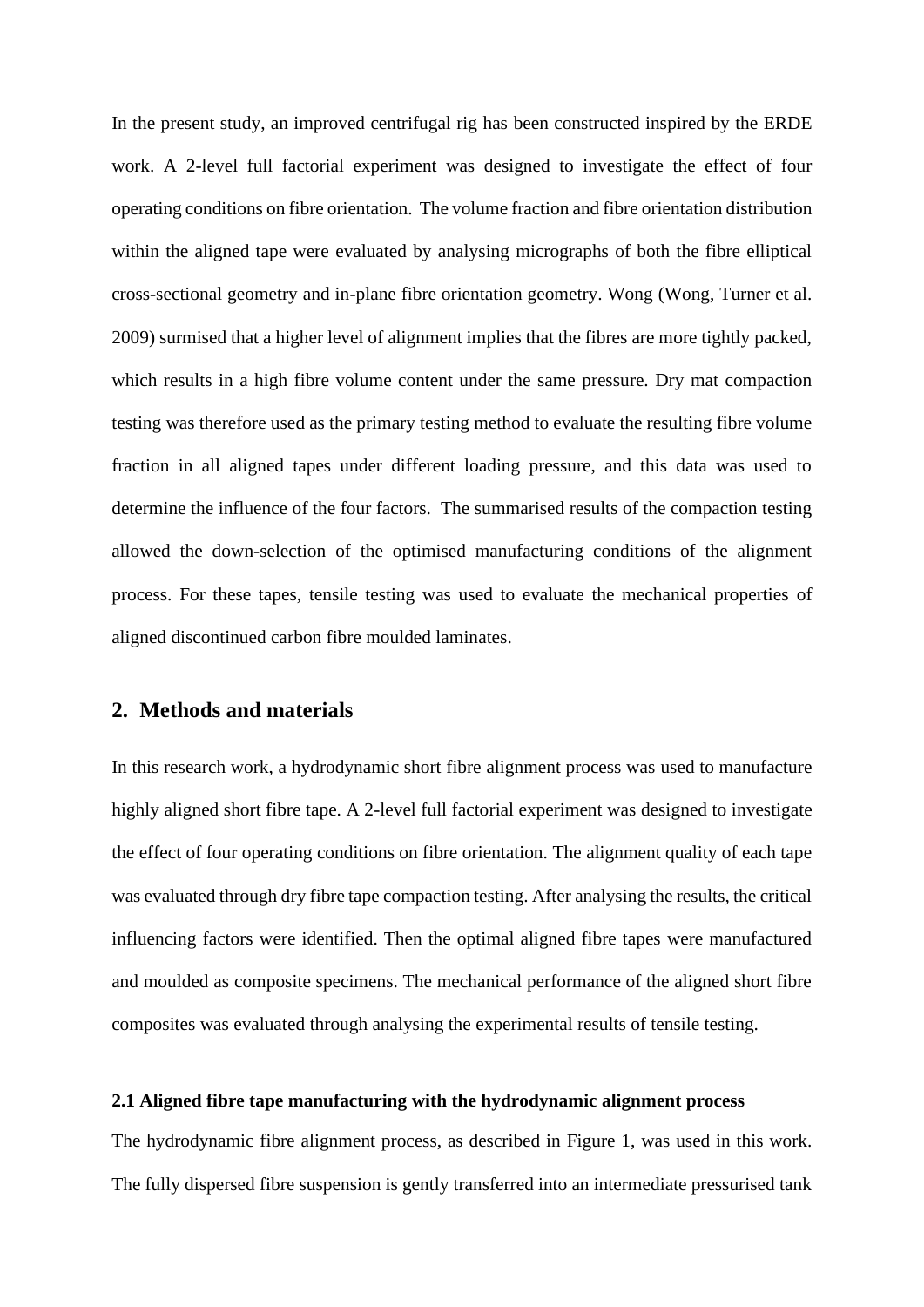In the present study, an improved centrifugal rig has been constructed inspired by the ERDE work. A 2-level full factorial experiment was designed to investigate the effect of four operating conditions on fibre orientation. The volume fraction and fibre orientation distribution within the aligned tape were evaluated by analysing micrographs of both the fibre elliptical cross-sectional geometry and in-plane fibre orientation geometry. Wong (Wong, Turner et al. 2009) surmised that a higher level of alignment implies that the fibres are more tightly packed, which results in a high fibre volume content under the same pressure. Dry mat compaction testing was therefore used as the primary testing method to evaluate the resulting fibre volume fraction in all aligned tapes under different loading pressure, and this data was used to determine the influence of the four factors. The summarised results of the compaction testing allowed the down-selection of the optimised manufacturing conditions of the alignment process. For these tapes, tensile testing was used to evaluate the mechanical properties of aligned discontinued carbon fibre moulded laminates.

## 2. Methods and materials

In this research work, a hydrodynamic short fibre alignment process was used to manufacture highly aligned short fibre tape. A 2-level full factorial experiment was designed to investigate the effect of four operating conditions on fibre orientation. The alignment quality of each tape was evaluated through dry fibre tape compaction testing. After analysing the results, the critical influencing factors were identified. Then the optimal aligned fibre tapes were manufactured and moulded as composite specimens. The mechanical performance of the aligned short fibre composites was evaluated through analysing the experimental results of tensile testing.

### 2.1 Aligned fibre tape manufacturing with the hydrodynamic alignment process

The hydrodynamic fibre alignment process, as described in Figure 1, was used in this work. The fully dispersed fibre suspension is gently transferred into an intermediate pressurised tank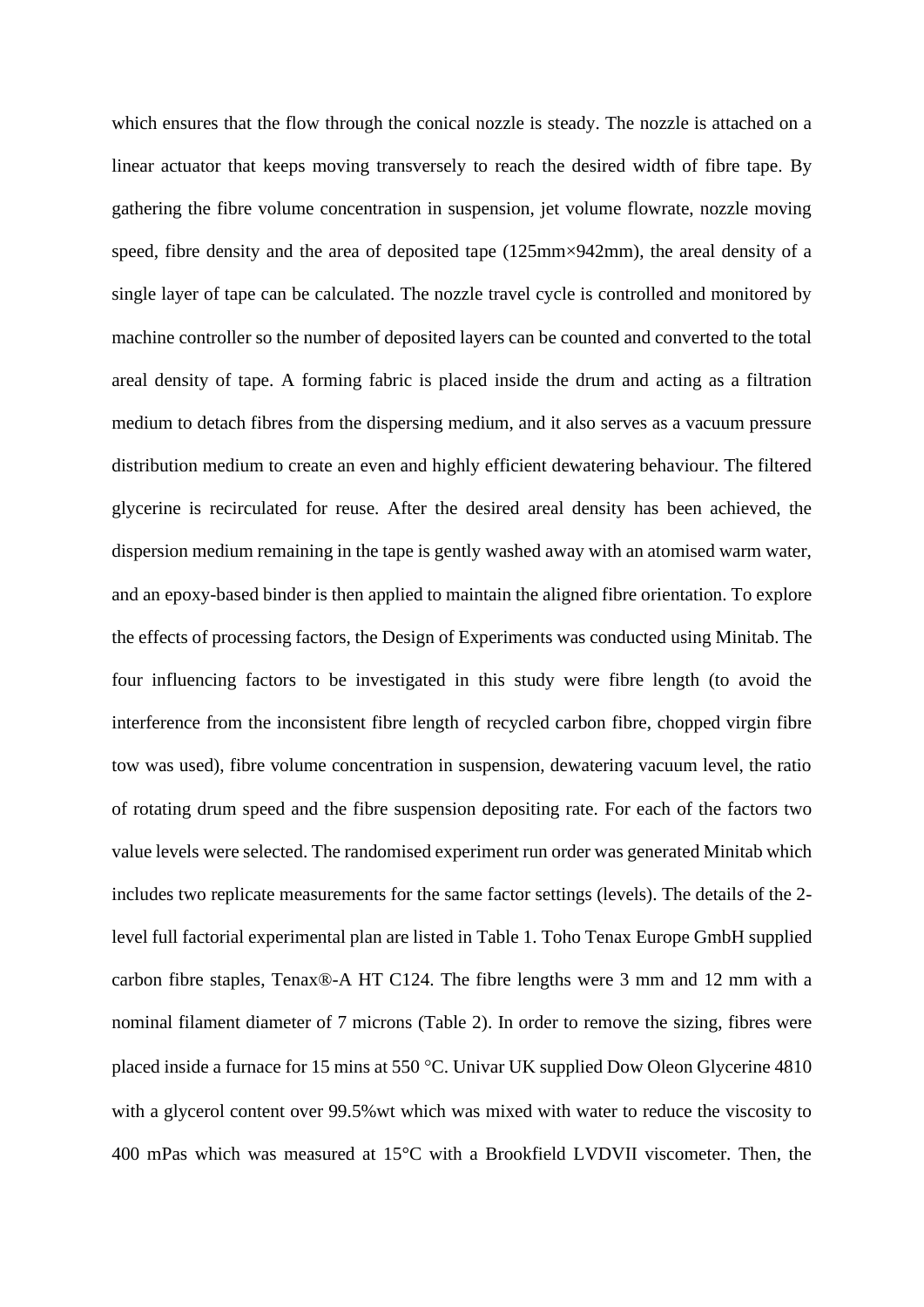which ensures that the flow through the conical nozzle is steady. The nozzle is attached on a linear actuator that keeps moving transversely to reach the desired width of fibre tape. By gathering the fibre volume concentration in suspension, jet volume flowrate, nozzle moving speed, fibre density and the area of deposited tape (125mm×942mm), the areal density of a single layer of tape can be calculated. The nozzle travel cycle is controlled and monitored by machine controller so the number of deposited layers can be counted and converted to the total areal density of tape. A forming fabric is placed inside the drum and acting as a filtration medium to detach fibres from the dispersing medium, and it also serves as a vacuum pressure distribution medium to create an even and highly efficient dewatering behaviour. The filtered glycerine is recirculated for reuse. After the desired areal density has been achieved, the dispersion medium remaining in the tape is gently washed away with an atomised warm water, and an epoxy-based binder is then applied to maintain the aligned fibre orientation. To explore the effects of processing factors, the Design of Experiments was conducted using Minitab. The four influencing factors to be investigated in this study were fibre length (to avoid the interference from the inconsistent fibre length of recycled carbon fibre, chopped virgin fibre tow was used), fibre volume concentration in suspension, dewatering vacuum level, the ratio of rotating drum speed and the fibre suspension depositing rate. For each of the factors two value levels were selected. The randomised experiment run order was generated Minitab which includes two replicate measurements for the same factor settings (levels). The details of the 2-level full factorial experimental plan are listed in Table 1. Toho Tenax Europe GmbH supplied carbon fibre staples, Tenax®-A HT C124. The fibre lengths were 3 mm and 12 mm with a nominal filament diameter of 7 microns (Table 2). In order to remove the sizing, fibres were placed inside a furnace for 15 mins at 550 °C. Univar UK supplied Dow Oleon Glycerine 4810 with a glycerol content over 99.5%wt which was mixed with water to reduce the viscosity to 400 mPas which was measured at 15°C with a Brookfield LVDVII viscometer. Then, the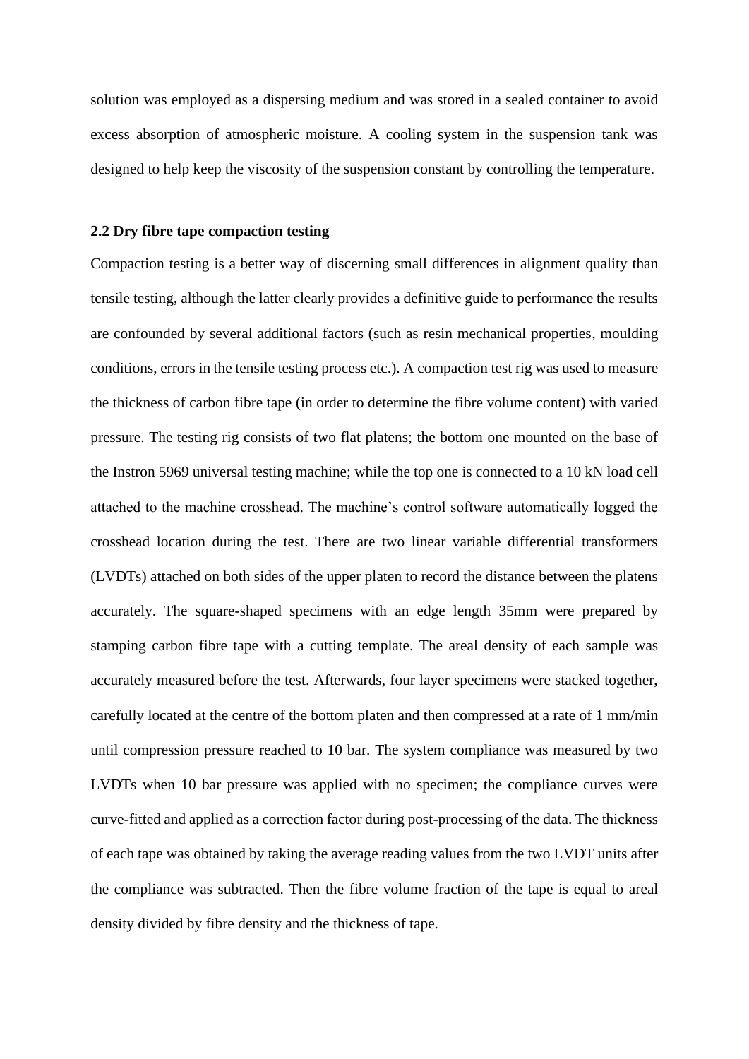solution was employed as a dispersing medium and was stored in a sealed container to avoid excess absorption of atmospheric moisture. A cooling system in the suspension tank was designed to help keep the viscosity of the suspension constant by controlling the temperature.

## 2.2 Dry fibre tape compaction testing

Compaction testing is a better way of discerning small differences in alignment quality than tensile testing, although the latter clearly provides a definitive guide to performance the results are confounded by several additional factors (such as resin mechanical properties, moulding conditions, errors in the tensile testing process etc.). A compaction test rig was used to measure the thickness of carbon fibre tape (in order to determine the fibre volume content) with varied pressure. The testing rig consists of two flat platens; the bottom one mounted on the base of the Instron 5969 universal testing machine; while the top one is connected to a 10 kN load cell attached to the machine crosshead. The machine's control software automatically logged the crosshead location during the test. There are two linear variable differential transformers (LVDTs) attached on both sides of the upper platen to record the distance between the platens accurately. The square-shaped specimens with an edge length 35mm were prepared by stamping carbon fibre tape with a cutting template. The areal density of each sample was accurately measured before the test. Afterwards, four layer specimens were stacked together, carefully located at the centre of the bottom platen and then compressed at a rate of 1 mm/min until compression pressure reached to 10 bar. The system compliance was measured by two LVDTs when 10 bar pressure was applied with no specimen; the compliance curves were curve-fitted and applied as a correction factor during post-processing of the data. The thickness of each tape was obtained by taking the average reading values from the two LVDT units after the compliance was subtracted. Then the fibre volume fraction of the tape is equal to areal density divided by fibre density and the thickness of tape.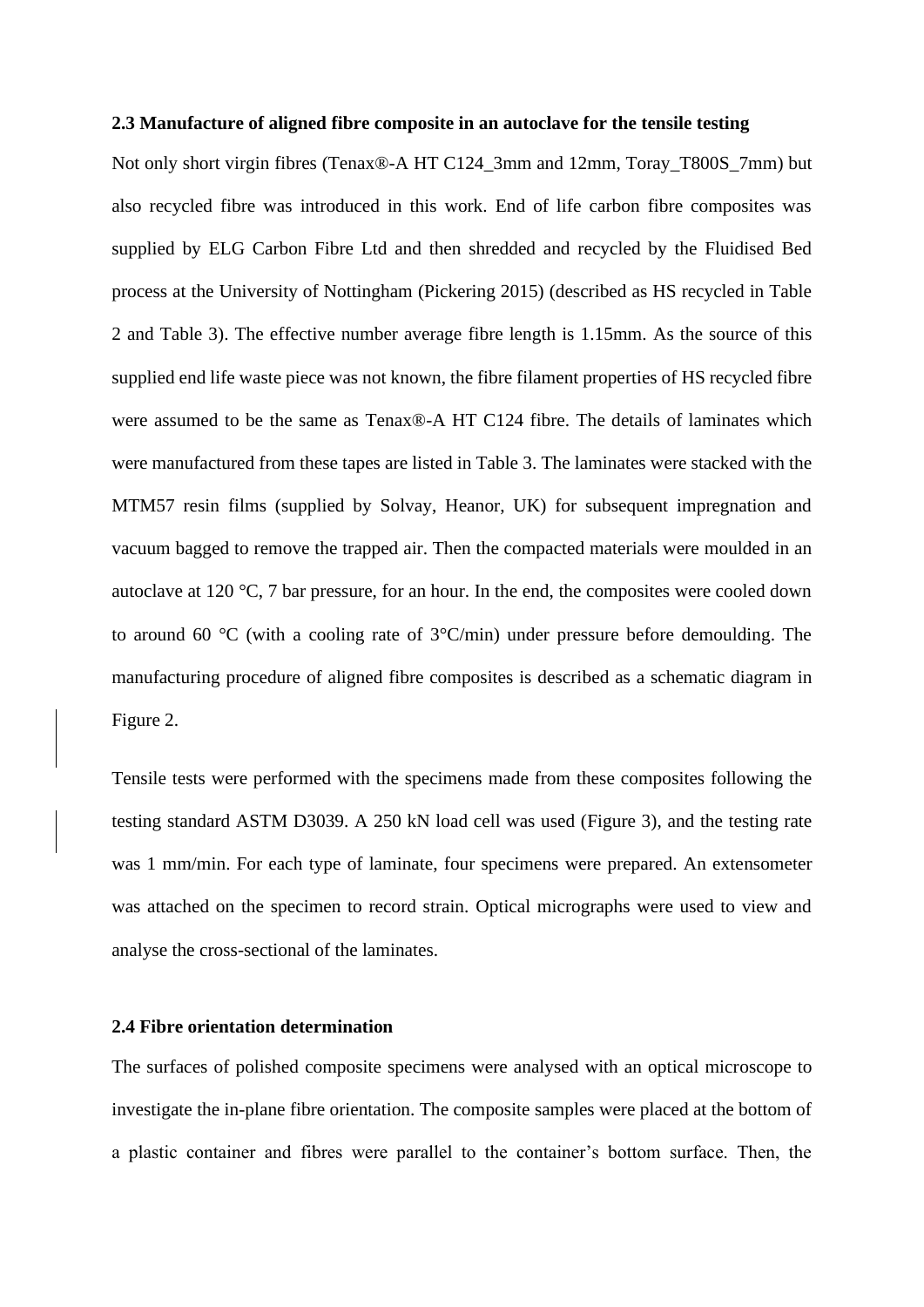### 2.3 Manufacture of aligned fibre composite in an autoclave for the tensile testing

Not only short virgin fibres (Tenax®-A HT C124_3mm and 12mm, Toray_T800S_7mm) but also recycled fibre was introduced in this work. End of life carbon fibre composites was supplied by ELG Carbon Fibre Ltd and then shredded and recycled by the Fluidised Bed process at the University of Nottingham (Pickering 2015) (described as HS recycled in Table 2 and Table 3). The effective number average fibre length is 1.15mm. As the source of this supplied end life waste piece was not known, the fibre filament properties of HS recycled fibre were assumed to be the same as Tenax®-A HT C124 fibre. The details of laminates which were manufactured from these tapes are listed in Table 3. The laminates were stacked with the MTM57 resin films (supplied by Solvay, Heanor, UK) for subsequent impregnation and vacuum bagged to remove the trapped air. Then the compacted materials were moulded in an autoclave at 120 °C, 7 bar pressure, for an hour. In the end, the composites were cooled down to around 60 °C (with a cooling rate of 3°C/min) under pressure before demoulding. The manufacturing procedure of aligned fibre composites is described as a schematic diagram in Figure 2.

Tensile tests were performed with the specimens made from these composites following the testing standard ASTM D3039. A 250 kN load cell was used (Figure 3), and the testing rate was 1 mm/min. For each type of laminate, four specimens were prepared. An extensometer was attached on the specimen to record strain. Optical micrographs were used to view and analyse the cross-sectional of the laminates.

### 2.4 Fibre orientation determination

The surfaces of polished composite specimens were analysed with an optical microscope to investigate the in-plane fibre orientation. The composite samples were placed at the bottom of a plastic container and fibres were parallel to the container's bottom surface. Then, the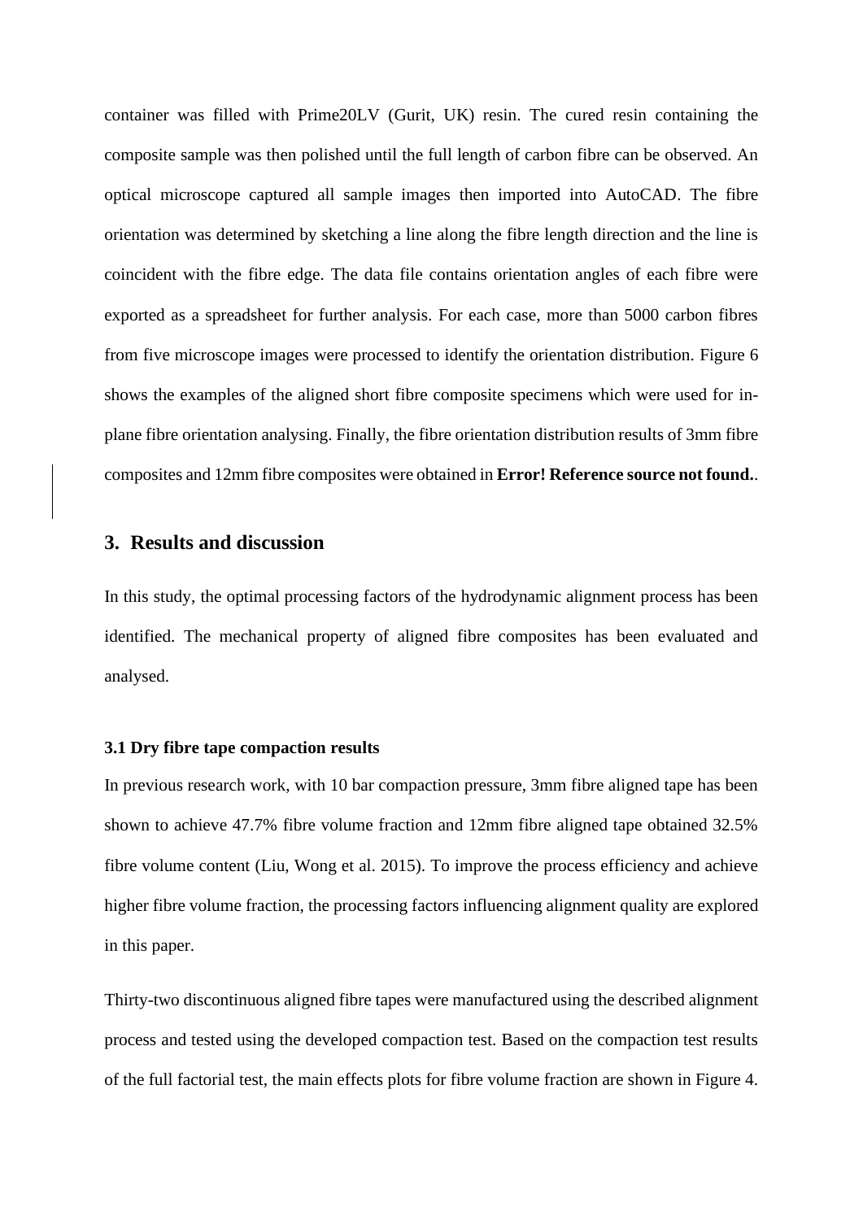container was filled with Prime20LV (Gurit, UK) resin. The cured resin containing the composite sample was then polished until the full length of carbon fibre can be observed. An optical microscope captured all sample images then imported into AutoCAD. The fibre orientation was determined by sketching a line along the fibre length direction and the line is coincident with the fibre edge. The data file contains orientation angles of each fibre were exported as a spreadsheet for further analysis. For each case, more than 5000 carbon fibres from five microscope images were processed to identify the orientation distribution. Figure 6 shows the examples of the aligned short fibre composite specimens which were used for in-plane fibre orientation analysing. Finally, the fibre orientation distribution results of 3mm fibre composites and 12mm fibre composites were obtained in **Error! Reference source not found.**.

## 3. Results and discussion

In this study, the optimal processing factors of the hydrodynamic alignment process has been identified. The mechanical property of aligned fibre composites has been evaluated and analysed.

### 3.1 Dry fibre tape compaction results

In previous research work, with 10 bar compaction pressure, 3mm fibre aligned tape has been shown to achieve 47.7% fibre volume fraction and 12mm fibre aligned tape obtained 32.5% fibre volume content (Liu, Wong et al. 2015). To improve the process efficiency and achieve higher fibre volume fraction, the processing factors influencing alignment quality are explored in this paper.

Thirty-two discontinuous aligned fibre tapes were manufactured using the described alignment process and tested using the developed compaction test. Based on the compaction test results of the full factorial test, the main effects plots for fibre volume fraction are shown in Figure 4.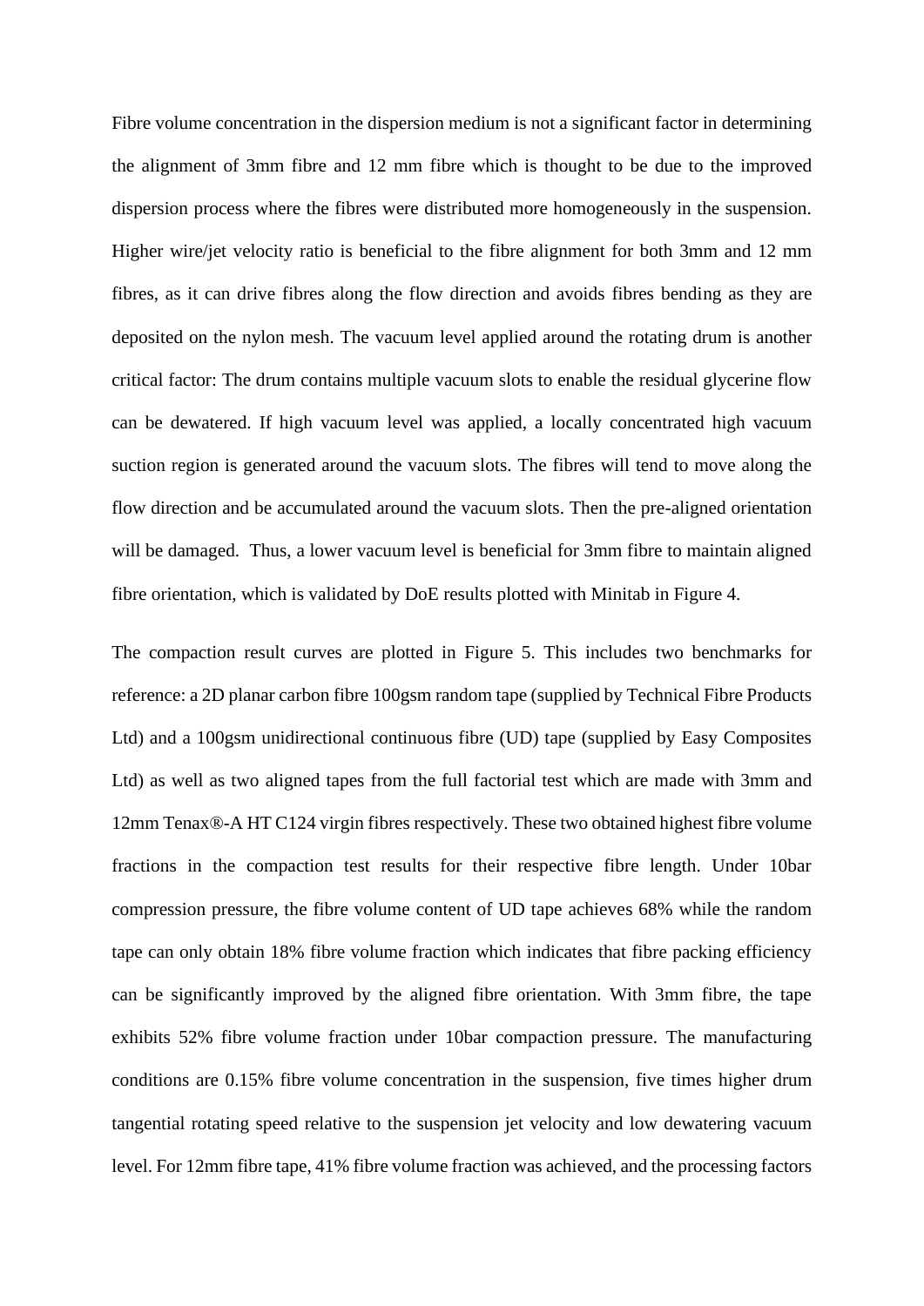Fibre volume concentration in the dispersion medium is not a significant factor in determining the alignment of 3mm fibre and 12 mm fibre which is thought to be due to the improved dispersion process where the fibres were distributed more homogeneously in the suspension. Higher wire/jet velocity ratio is beneficial to the fibre alignment for both 3mm and 12 mm fibres, as it can drive fibres along the flow direction and avoids fibres bending as they are deposited on the nylon mesh. The vacuum level applied around the rotating drum is another critical factor: The drum contains multiple vacuum slots to enable the residual glycerine flow can be dewatered. If high vacuum level was applied, a locally concentrated high vacuum suction region is generated around the vacuum slots. The fibres will tend to move along the flow direction and be accumulated around the vacuum slots. Then the pre-aligned orientation will be damaged.  Thus, a lower vacuum level is beneficial for 3mm fibre to maintain aligned fibre orientation, which is validated by DoE results plotted with Minitab in Figure 4.

The compaction result curves are plotted in Figure 5. This includes two benchmarks for reference: a 2D planar carbon fibre 100gsm random tape (supplied by Technical Fibre Products Ltd) and a 100gsm unidirectional continuous fibre (UD) tape (supplied by Easy Composites Ltd) as well as two aligned tapes from the full factorial test which are made with 3mm and 12mm Tenax®-A HT C124 virgin fibres respectively. These two obtained highest fibre volume fractions in the compaction test results for their respective fibre length. Under 10bar compression pressure, the fibre volume content of UD tape achieves 68% while the random tape can only obtain 18% fibre volume fraction which indicates that fibre packing efficiency can be significantly improved by the aligned fibre orientation. With 3mm fibre, the tape exhibits 52% fibre volume fraction under 10bar compaction pressure. The manufacturing conditions are 0.15% fibre volume concentration in the suspension, five times higher drum tangential rotating speed relative to the suspension jet velocity and low dewatering vacuum level. For 12mm fibre tape, 41% fibre volume fraction was achieved, and the processing factors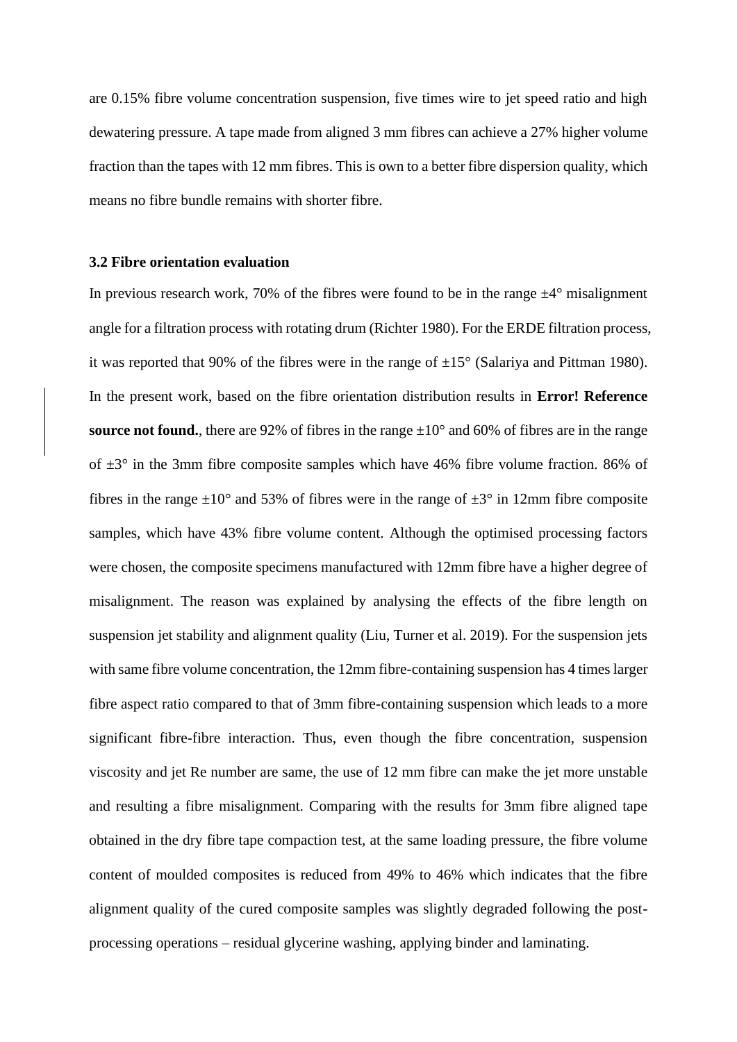are 0.15% fibre volume concentration suspension, five times wire to jet speed ratio and high dewatering pressure. A tape made from aligned 3 mm fibres can achieve a 27% higher volume fraction than the tapes with 12 mm fibres. This is own to a better fibre dispersion quality, which means no fibre bundle remains with shorter fibre.

### 3.2 Fibre orientation evaluation

In previous research work, 70% of the fibres were found to be in the range ±4° misalignment angle for a filtration process with rotating drum (Richter 1980). For the ERDE filtration process, it was reported that 90% of the fibres were in the range of ±15° (Salariya and Pittman 1980). In the present work, based on the fibre orientation distribution results in **Error! Reference source not found.**, there are 92% of fibres in the range ±10° and 60% of fibres are in the range of ±3° in the 3mm fibre composite samples which have 46% fibre volume fraction. 86% of fibres in the range ±10° and 53% of fibres were in the range of ±3° in 12mm fibre composite samples, which have 43% fibre volume content. Although the optimised processing factors were chosen, the composite specimens manufactured with 12mm fibre have a higher degree of misalignment. The reason was explained by analysing the effects of the fibre length on suspension jet stability and alignment quality (Liu, Turner et al. 2019). For the suspension jets with same fibre volume concentration, the 12mm fibre-containing suspension has 4 times larger fibre aspect ratio compared to that of 3mm fibre-containing suspension which leads to a more significant fibre-fibre interaction. Thus, even though the fibre concentration, suspension viscosity and jet Re number are same, the use of 12 mm fibre can make the jet more unstable and resulting a fibre misalignment. Comparing with the results for 3mm fibre aligned tape obtained in the dry fibre tape compaction test, at the same loading pressure, the fibre volume content of moulded composites is reduced from 49% to 46% which indicates that the fibre alignment quality of the cured composite samples was slightly degraded following the post-processing operations – residual glycerine washing, applying binder and laminating.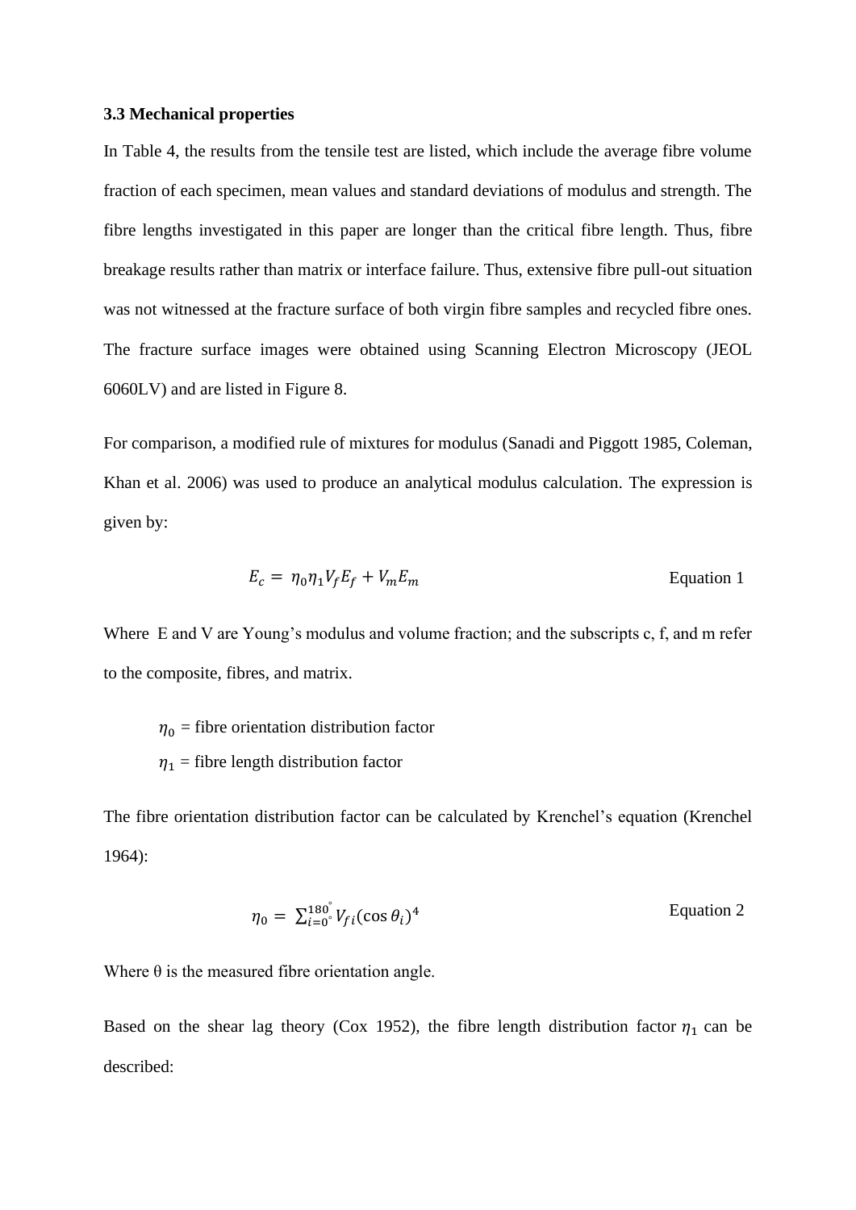### 3.3 Mechanical properties

In Table 4, the results from the tensile test are listed, which include the average fibre volume fraction of each specimen, mean values and standard deviations of modulus and strength. The fibre lengths investigated in this paper are longer than the critical fibre length. Thus, fibre breakage results rather than matrix or interface failure. Thus, extensive fibre pull-out situation was not witnessed at the fracture surface of both virgin fibre samples and recycled fibre ones. The fracture surface images were obtained using Scanning Electron Microscopy (JEOL 6060LV) and are listed in Figure 8.

For comparison, a modified rule of mixtures for modulus (Sanadi and Piggott 1985, Coleman, Khan et al. 2006) was used to produce an analytical modulus calculation. The expression is given by:

$$E_c = \eta_0 \eta_1 V_f E_f + V_m E_m \qquad \text{Equation 1}$$

Where E and V are Young's modulus and volume fraction; and the subscripts c, f, and m refer to the composite, fibres, and matrix.

$\eta_0$ = fibre orientation distribution factor

$\eta_1$ = fibre length distribution factor

The fibre orientation distribution factor can be calculated by Krenchel's equation (Krenchel 1964):

$$\eta_0 = \sum_{i=0^\circ}^{180^\circ} V_{fi} (\cos \theta_i)^4 \qquad \text{Equation 2}$$

Where θ is the measured fibre orientation angle.

Based on the shear lag theory (Cox 1952), the fibre length distribution factor $\eta_1$ can be described: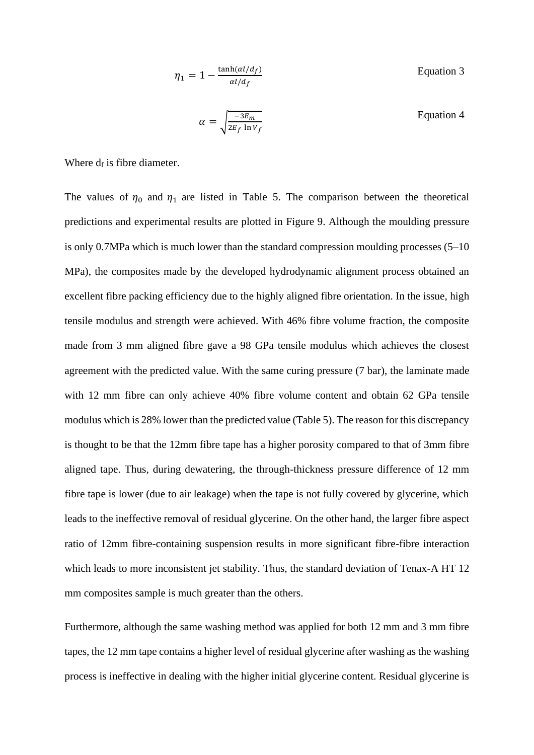$$\eta_1 = 1 - \frac{\tanh(\alpha l/d_f)}{\alpha l/d_f} \qquad \text{Equation 3}$$

$$\alpha = \sqrt{\frac{-3E_m}{2E_f \ln V_f}} \qquad \text{Equation 4}$$

Where $d_f$ is fibre diameter.

The values of $\eta_0$ and $\eta_1$ are listed in Table 5. The comparison between the theoretical predictions and experimental results are plotted in Figure 9. Although the moulding pressure is only 0.7MPa which is much lower than the standard compression moulding processes (5–10 MPa), the composites made by the developed hydrodynamic alignment process obtained an excellent fibre packing efficiency due to the highly aligned fibre orientation. In the issue, high tensile modulus and strength were achieved. With 46% fibre volume fraction, the composite made from 3 mm aligned fibre gave a 98 GPa tensile modulus which achieves the closest agreement with the predicted value. With the same curing pressure (7 bar), the laminate made with 12 mm fibre can only achieve 40% fibre volume content and obtain 62 GPa tensile modulus which is 28% lower than the predicted value (Table 5). The reason for this discrepancy is thought to be that the 12mm fibre tape has a higher porosity compared to that of 3mm fibre aligned tape. Thus, during dewatering, the through-thickness pressure difference of 12 mm fibre tape is lower (due to air leakage) when the tape is not fully covered by glycerine, which leads to the ineffective removal of residual glycerine. On the other hand, the larger fibre aspect ratio of 12mm fibre-containing suspension results in more significant fibre-fibre interaction which leads to more inconsistent jet stability. Thus, the standard deviation of Tenax-A HT 12 mm composites sample is much greater than the others.

Furthermore, although the same washing method was applied for both 12 mm and 3 mm fibre tapes, the 12 mm tape contains a higher level of residual glycerine after washing as the washing process is ineffective in dealing with the higher initial glycerine content. Residual glycerine is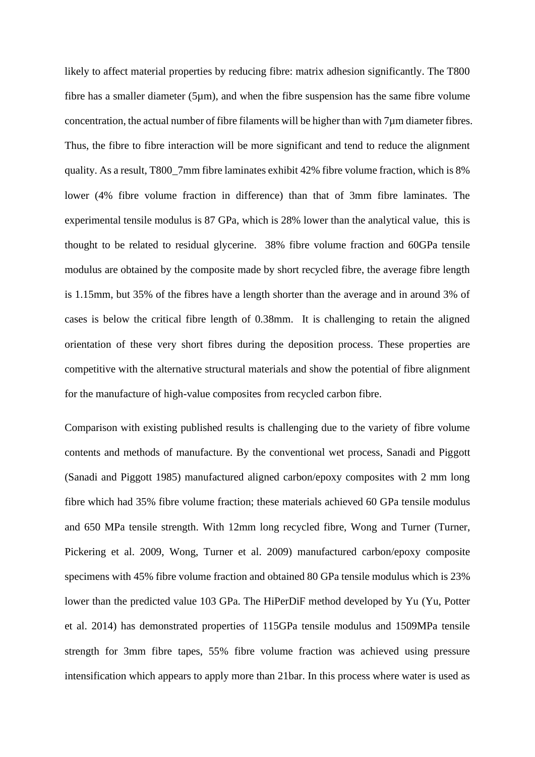likely to affect material properties by reducing fibre: matrix adhesion significantly. The T800 fibre has a smaller diameter (5µm), and when the fibre suspension has the same fibre volume concentration, the actual number of fibre filaments will be higher than with 7µm diameter fibres. Thus, the fibre to fibre interaction will be more significant and tend to reduce the alignment quality. As a result, T800_7mm fibre laminates exhibit 42% fibre volume fraction, which is 8% lower (4% fibre volume fraction in difference) than that of 3mm fibre laminates. The experimental tensile modulus is 87 GPa, which is 28% lower than the analytical value, this is thought to be related to residual glycerine. 38% fibre volume fraction and 60GPa tensile modulus are obtained by the composite made by short recycled fibre, the average fibre length is 1.15mm, but 35% of the fibres have a length shorter than the average and in around 3% of cases is below the critical fibre length of 0.38mm. It is challenging to retain the aligned orientation of these very short fibres during the deposition process. These properties are competitive with the alternative structural materials and show the potential of fibre alignment for the manufacture of high-value composites from recycled carbon fibre.

Comparison with existing published results is challenging due to the variety of fibre volume contents and methods of manufacture. By the conventional wet process, Sanadi and Piggott (Sanadi and Piggott 1985) manufactured aligned carbon/epoxy composites with 2 mm long fibre which had 35% fibre volume fraction; these materials achieved 60 GPa tensile modulus and 650 MPa tensile strength. With 12mm long recycled fibre, Wong and Turner (Turner, Pickering et al. 2009, Wong, Turner et al. 2009) manufactured carbon/epoxy composite specimens with 45% fibre volume fraction and obtained 80 GPa tensile modulus which is 23% lower than the predicted value 103 GPa. The HiPerDiF method developed by Yu (Yu, Potter et al. 2014) has demonstrated properties of 115GPa tensile modulus and 1509MPa tensile strength for 3mm fibre tapes, 55% fibre volume fraction was achieved using pressure intensification which appears to apply more than 21bar. In this process where water is used as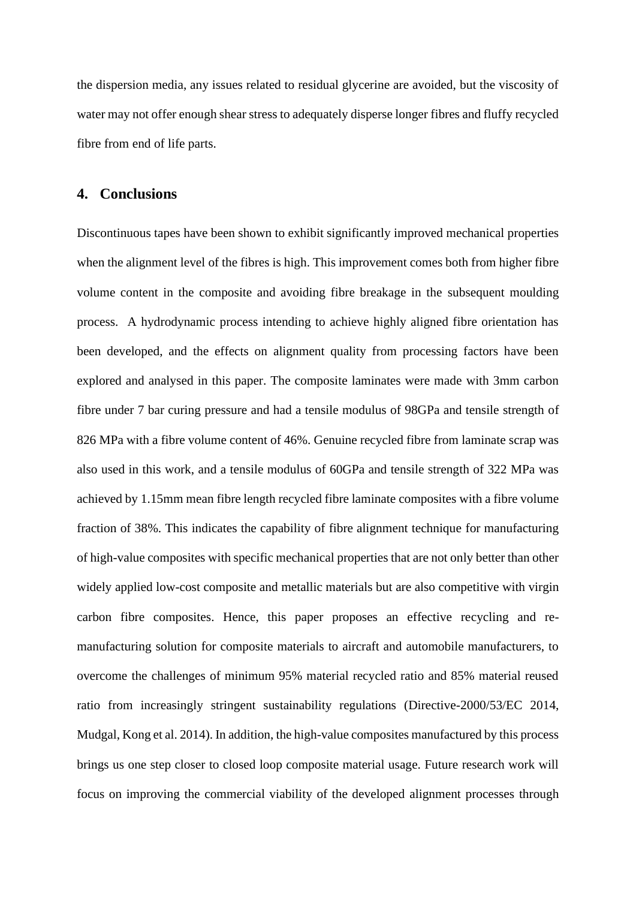the dispersion media, any issues related to residual glycerine are avoided, but the viscosity of water may not offer enough shear stress to adequately disperse longer fibres and fluffy recycled fibre from end of life parts.

## 4. Conclusions

Discontinuous tapes have been shown to exhibit significantly improved mechanical properties when the alignment level of the fibres is high. This improvement comes both from higher fibre volume content in the composite and avoiding fibre breakage in the subsequent moulding process. A hydrodynamic process intending to achieve highly aligned fibre orientation has been developed, and the effects on alignment quality from processing factors have been explored and analysed in this paper. The composite laminates were made with 3mm carbon fibre under 7 bar curing pressure and had a tensile modulus of 98GPa and tensile strength of 826 MPa with a fibre volume content of 46%. Genuine recycled fibre from laminate scrap was also used in this work, and a tensile modulus of 60GPa and tensile strength of 322 MPa was achieved by 1.15mm mean fibre length recycled fibre laminate composites with a fibre volume fraction of 38%. This indicates the capability of fibre alignment technique for manufacturing of high-value composites with specific mechanical properties that are not only better than other widely applied low-cost composite and metallic materials but are also competitive with virgin carbon fibre composites. Hence, this paper proposes an effective recycling and re-manufacturing solution for composite materials to aircraft and automobile manufacturers, to overcome the challenges of minimum 95% material recycled ratio and 85% material reused ratio from increasingly stringent sustainability regulations (Directive-2000/53/EC 2014, Mudgal, Kong et al. 2014). In addition, the high-value composites manufactured by this process brings us one step closer to closed loop composite material usage. Future research work will focus on improving the commercial viability of the developed alignment processes through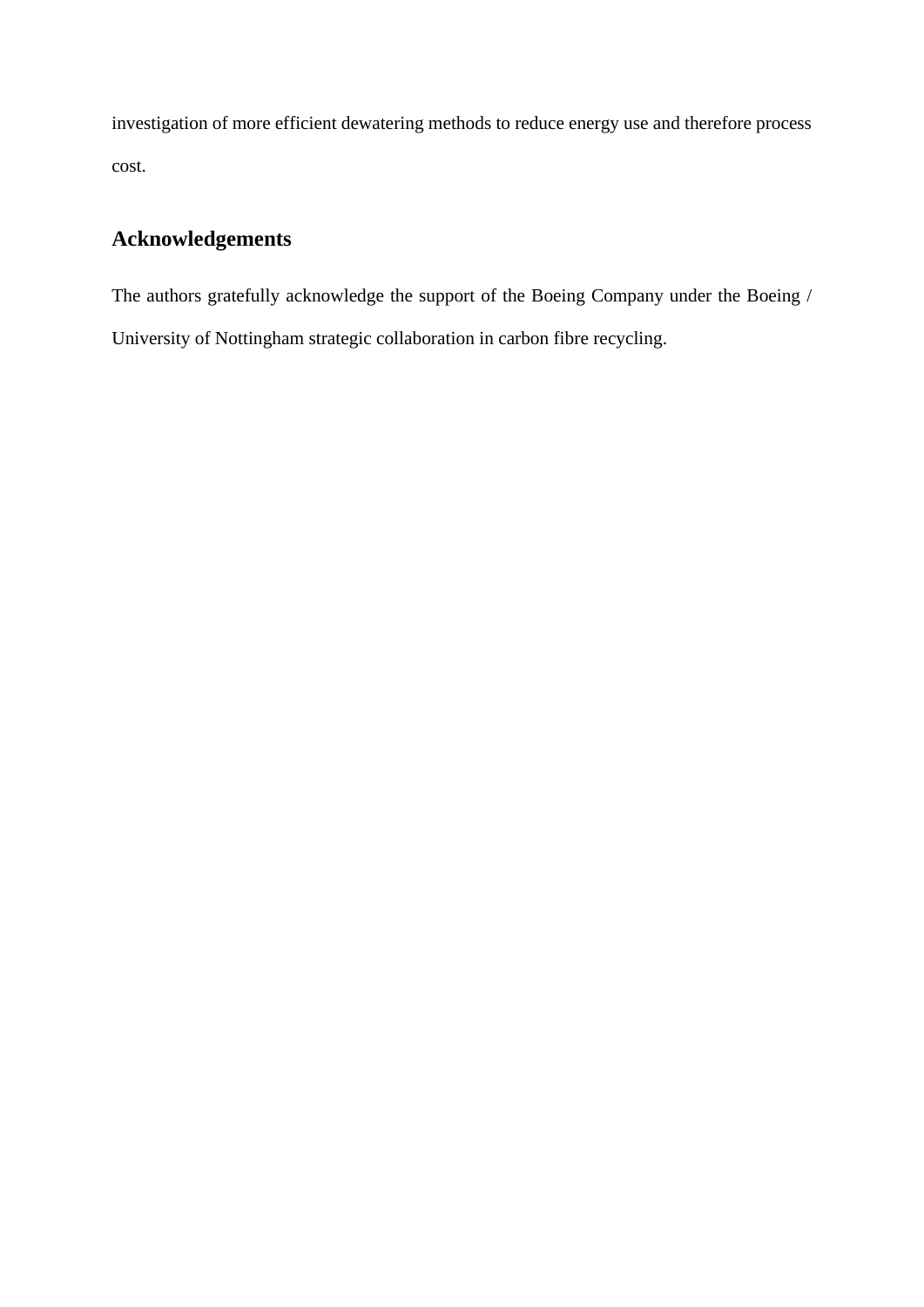investigation of more efficient dewatering methods to reduce energy use and therefore process cost.

## Acknowledgements

The authors gratefully acknowledge the support of the Boeing Company under the Boeing / University of Nottingham strategic collaboration in carbon fibre recycling.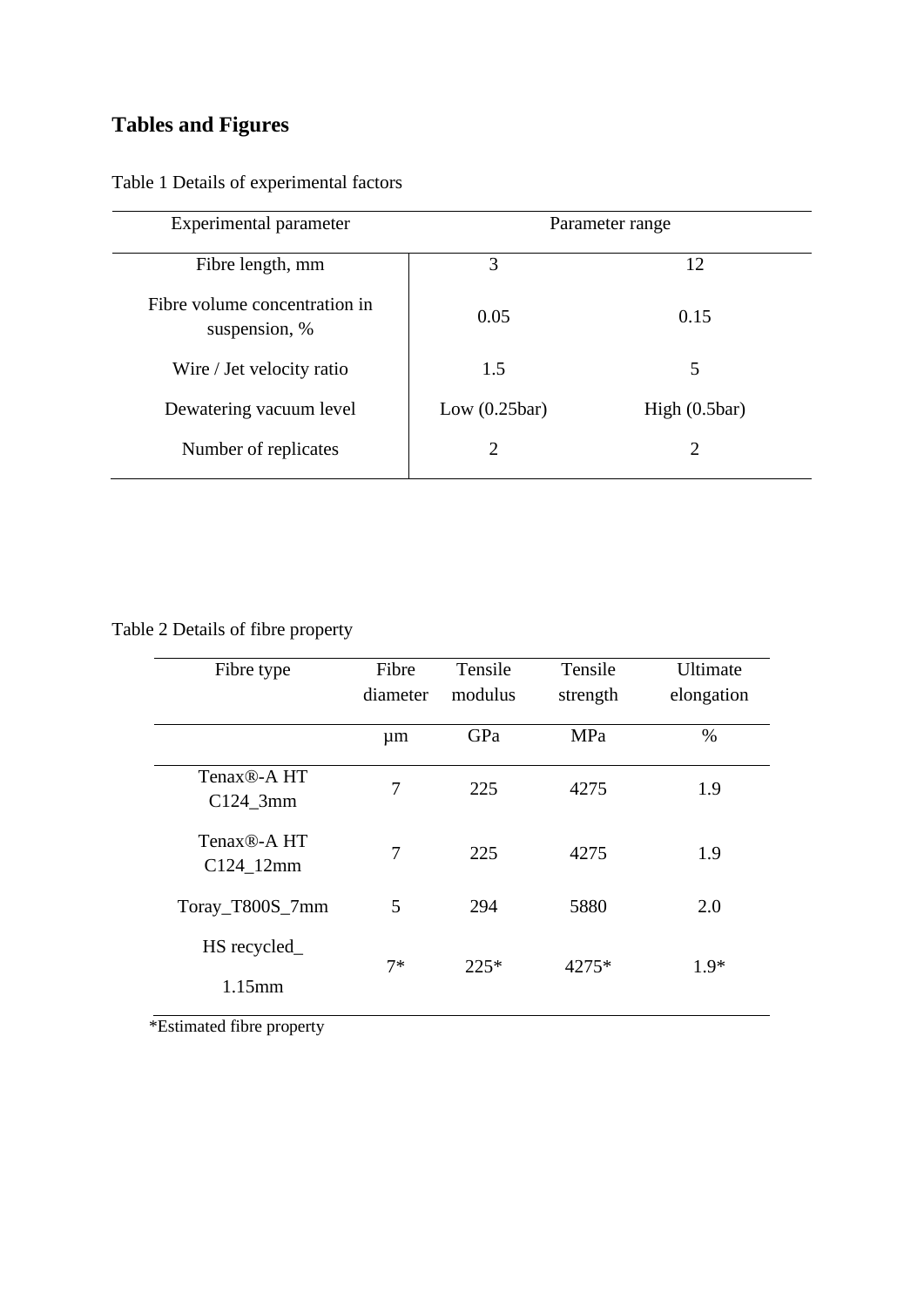## Tables and Figures

Table 1 Details of experimental factors

| Experimental parameter | Parameter range | |
|---|---|---|
| Fibre length, mm | 3 | 12 |
| Fibre volume concentration in suspension, % | 0.05 | 0.15 |
| Wire / Jet velocity ratio | 1.5 | 5 |
| Dewatering vacuum level | Low (0.25bar) | High (0.5bar) |
| Number of replicates | 2 | 2 |

Table 2 Details of fibre property

| Fibre type | Fibre diameter | Tensile modulus | Tensile strength | Ultimate elongation |
|---|---|---|---|---|
| | μm | GPa | MPa | % |
| Tenax®-A HT C124_3mm | 7 | 225 | 4275 | 1.9 |
| Tenax®-A HT C124_12mm | 7 | 225 | 4275 | 1.9 |
| Toray_T800S_7mm | 5 | 294 | 5880 | 2.0 |
| HS recycled_ 1.15mm | 7* | 225* | 4275* | 1.9* |

*Estimated fibre property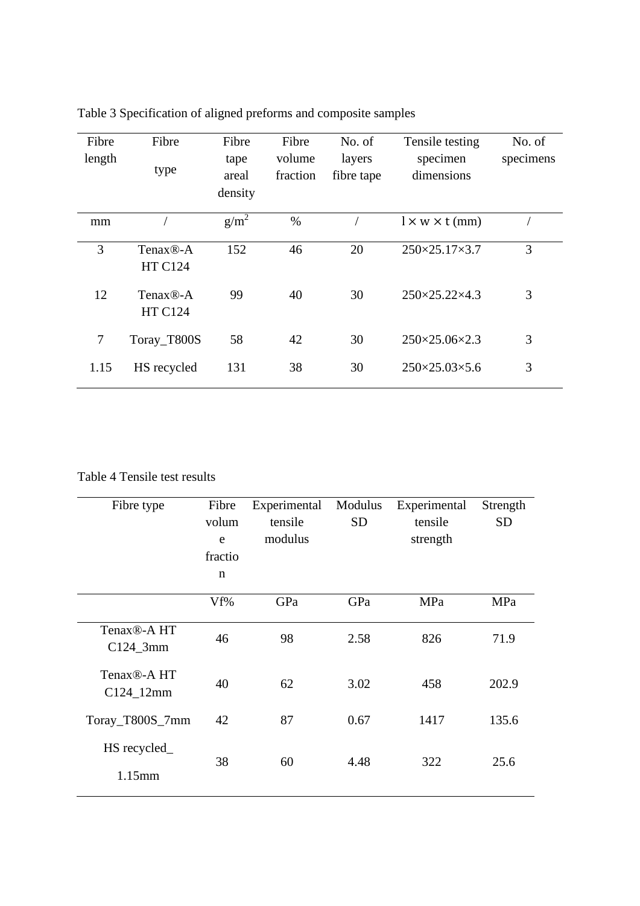Table 3 Specification of aligned preforms and composite samples

| Fibre length | Fibre type | Fibre tape areal density | Fibre volume fraction | No. of layers fibre tape | Tensile testing specimen dimensions | No. of specimens |
|---|---|---|---|---|---|---|
| mm | / | g/m$^2$ | % | / | l × w × t (mm) | / |
| 3 | Tenax®-A HT C124 | 152 | 46 | 20 | 250×25.17×3.7 | 3 |
| 12 | Tenax®-A HT C124 | 99 | 40 | 30 | 250×25.22×4.3 | 3 |
| 7 | Toray_T800S | 58 | 42 | 30 | 250×25.06×2.3 | 3 |
| 1.15 | HS recycled | 131 | 38 | 30 | 250×25.03×5.6 | 3 |

Table 4 Tensile test results

| Fibre type | Fibre volume fraction | Experimental tensile modulus | Modulus SD | Experimental tensile strength | Strength SD |
|---|---|---|---|---|---|
| | Vf% | GPa | GPa | MPa | MPa |
| Tenax®-A HT C124_3mm | 46 | 98 | 2.58 | 826 | 71.9 |
| Tenax®-A HT C124_12mm | 40 | 62 | 3.02 | 458 | 202.9 |
| Toray_T800S_7mm | 42 | 87 | 0.67 | 1417 | 135.6 |
| HS recycled_ 1.15mm | 38 | 60 | 4.48 | 322 | 25.6 |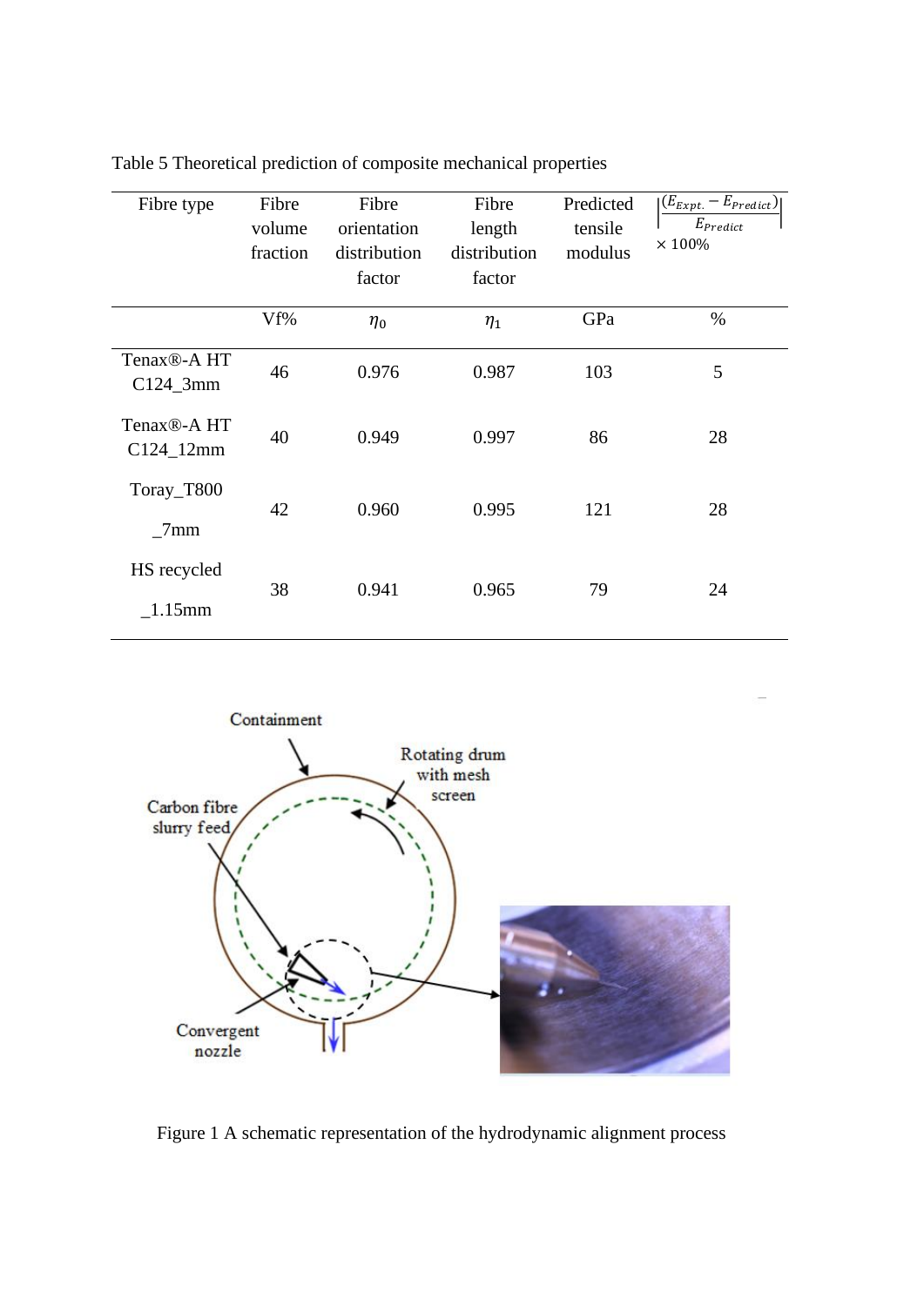Table 5 Theoretical prediction of composite mechanical properties

| Fibre type | Fibre volume fraction | Fibre orientation distribution factor | Fibre length distribution factor | Predicted tensile modulus | $\left\|\frac{(E_{Expt.} - E_{Predict})}{E_{Predict}}\right\| \times 100\%$ |
|---|---|---|---|---|---|
| | Vf% | $\eta_0$ | $\eta_1$ | GPa | % |
| Tenax®-A HT C124_3mm | 46 | 0.976 | 0.987 | 103 | 5 |
| Tenax®-A HT C124_12mm | 40 | 0.949 | 0.997 | 86 | 28 |
| Toray_T800 _7mm | 42 | 0.960 | 0.995 | 121 | 28 |
| HS recycled _1.15mm | 38 | 0.941 | 0.965 | 79 | 24 |

Figure 1 A schematic representation of the hydrodynamic alignment process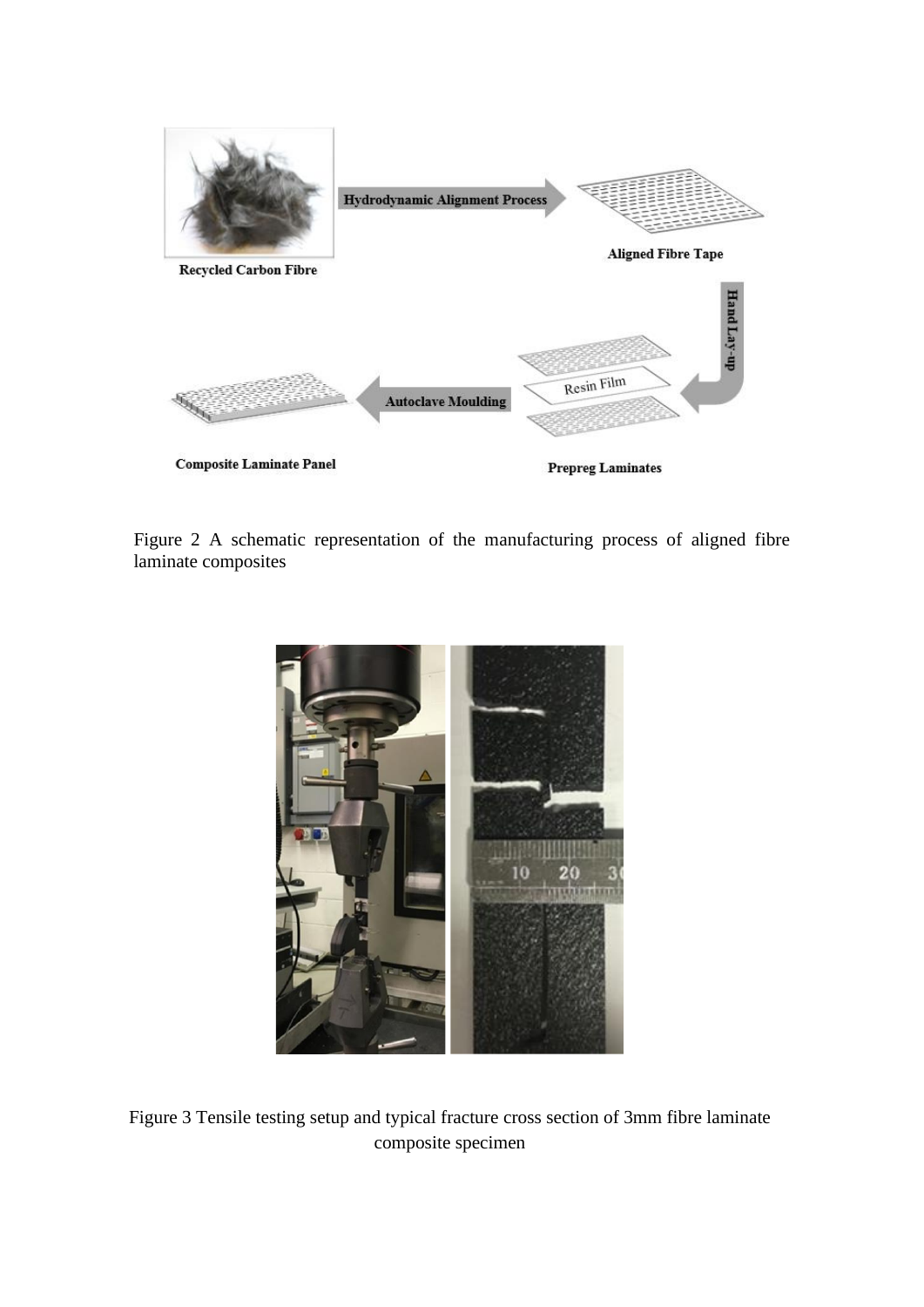Figure 2 A schematic representation of the manufacturing process of aligned fibre laminate composites

Figure 3 Tensile testing setup and typical fracture cross section of 3mm fibre laminate composite specimen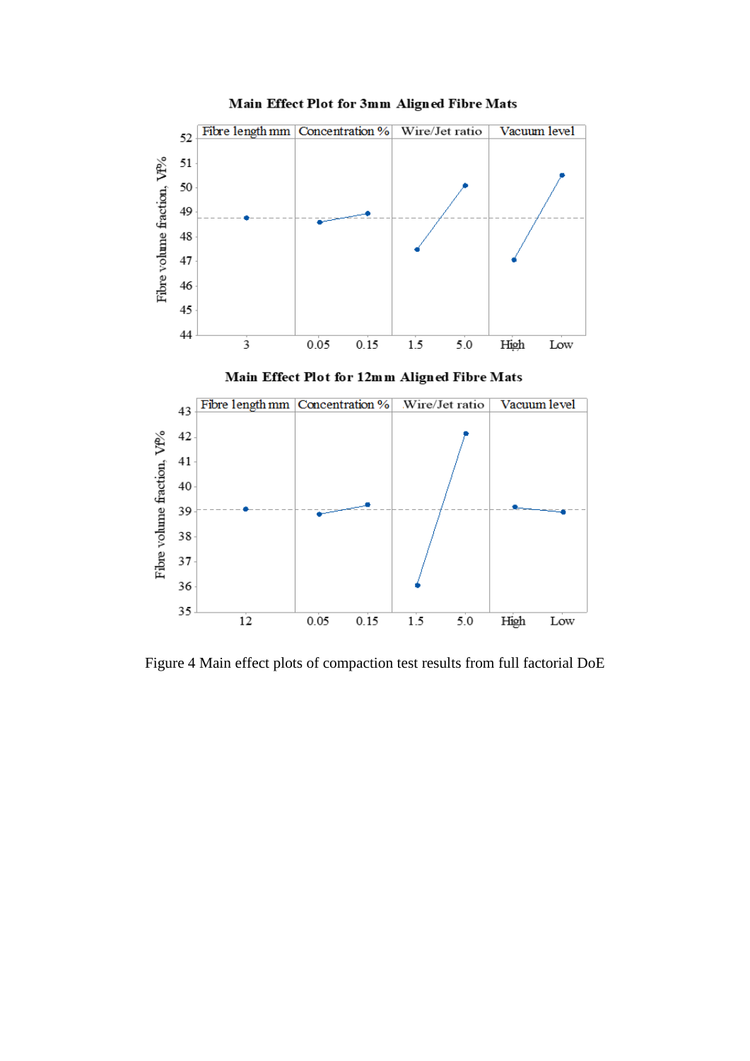Figure 4 Main effect plots of compaction test results from full factorial DoE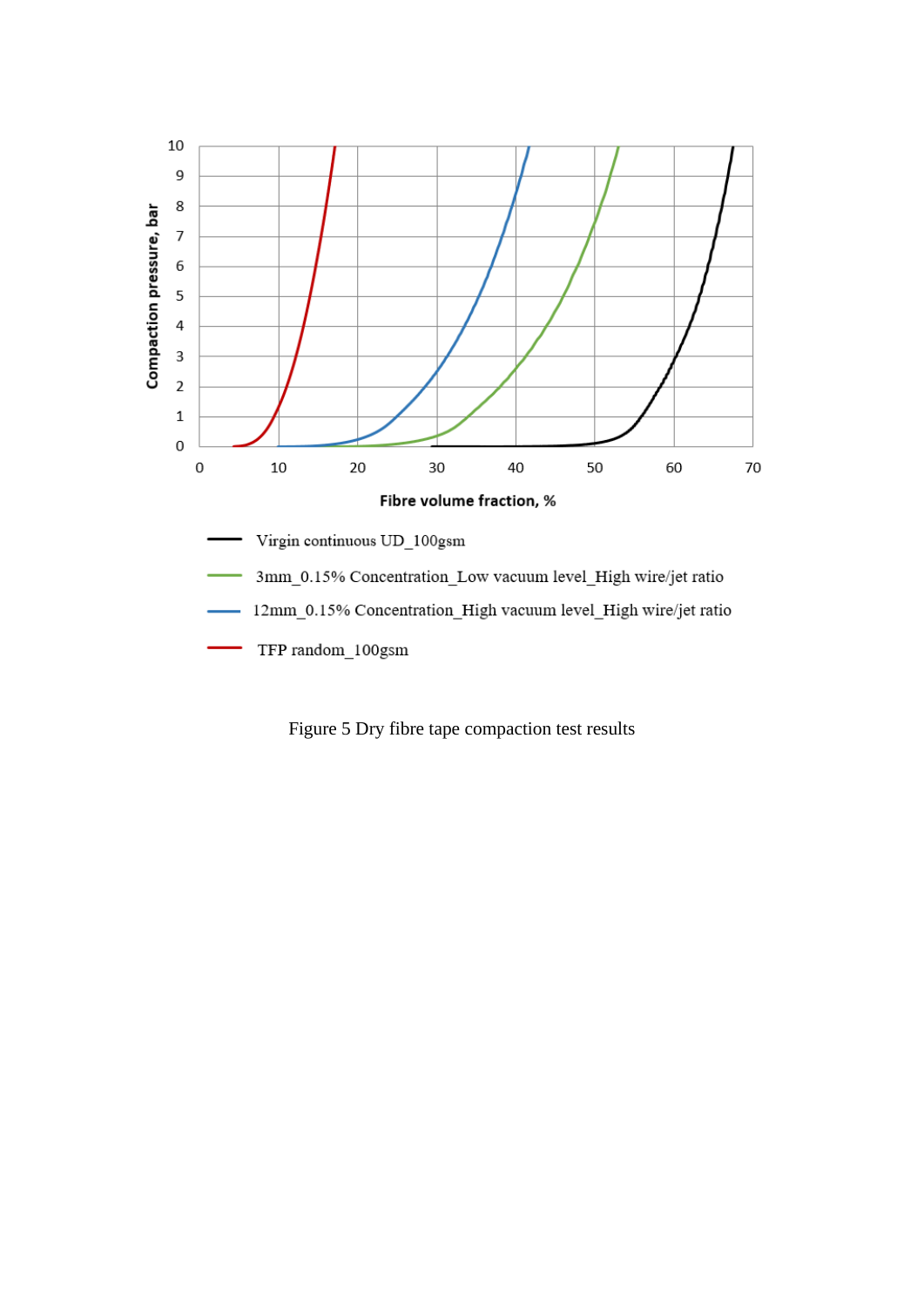Figure 5 Dry fibre tape compaction test results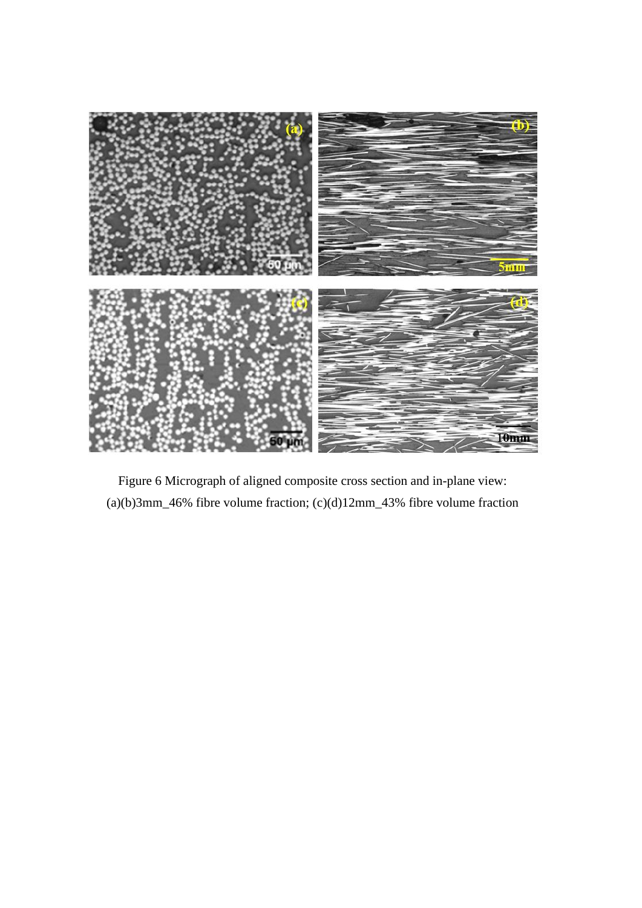Figure 6 Micrograph of aligned composite cross section and in-plane view: (a)(b)3mm_46% fibre volume fraction; (c)(d)12mm_43% fibre volume fraction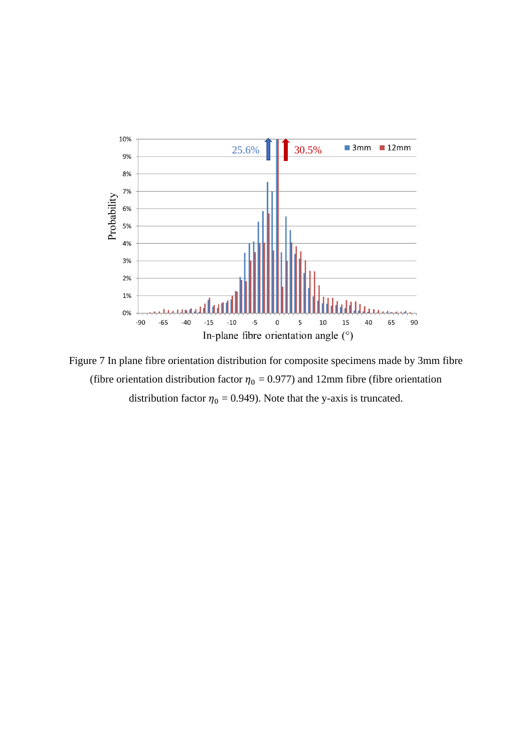Figure 7 In plane fibre orientation distribution for composite specimens made by 3mm fibre (fibre orientation distribution factor $\eta_0$ = 0.977) and 12mm fibre (fibre orientation distribution factor $\eta_0$ = 0.949). Note that the y-axis is truncated.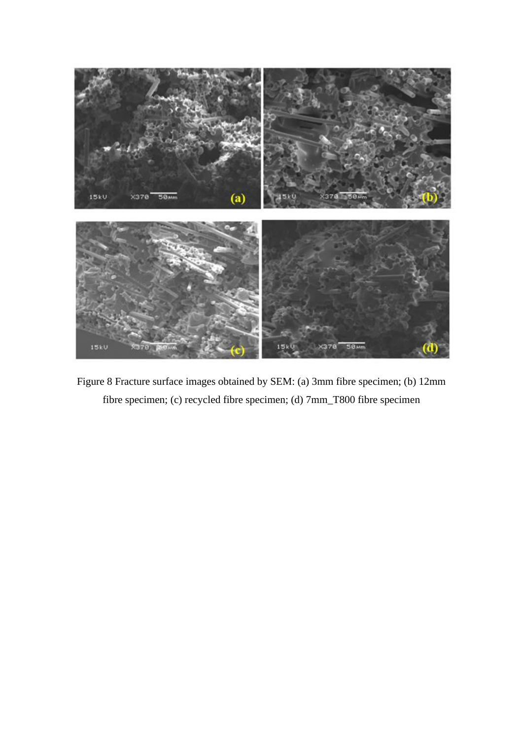Figure 8 Fracture surface images obtained by SEM: (a) 3mm fibre specimen; (b) 12mm fibre specimen; (c) recycled fibre specimen; (d) 7mm_T800 fibre specimen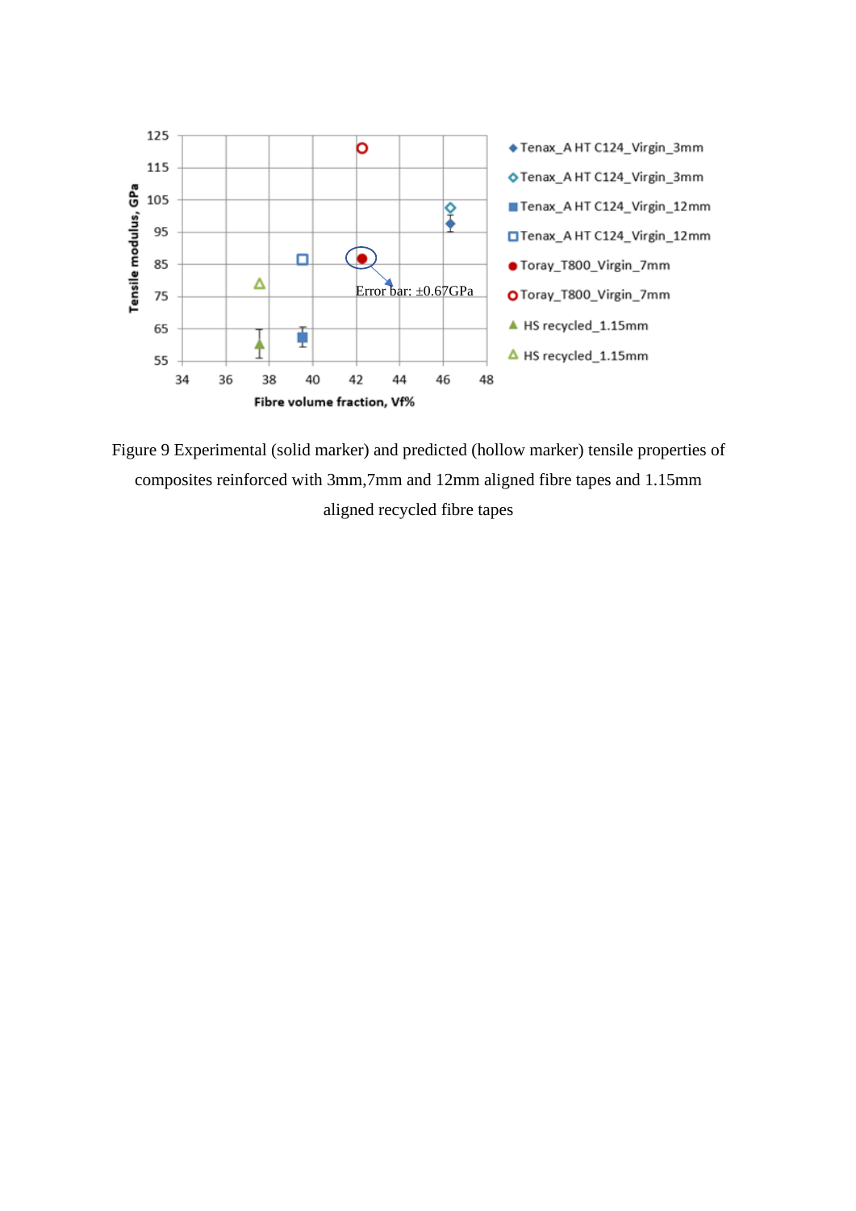Figure 9 Experimental (solid marker) and predicted (hollow marker) tensile properties of composites reinforced with 3mm,7mm and 12mm aligned fibre tapes and 1.15mm aligned recycled fibre tapes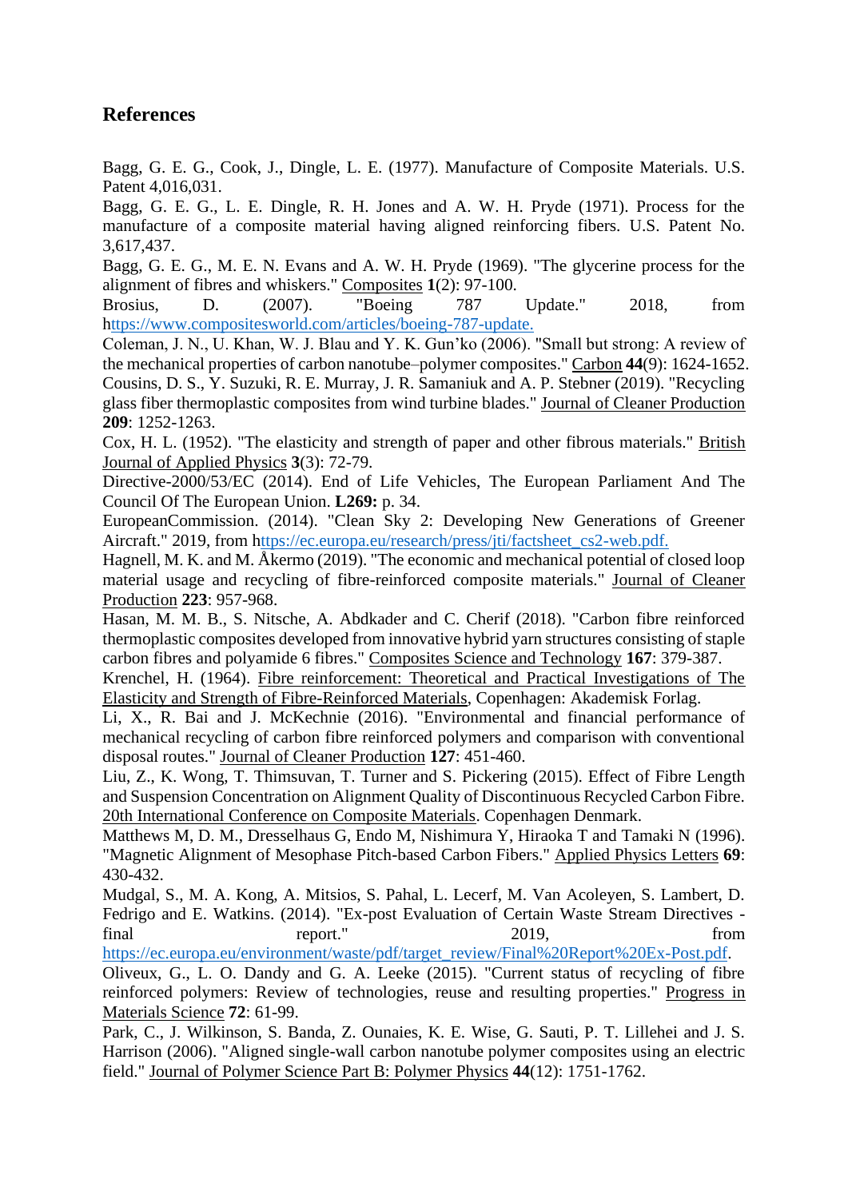## References

Bagg, G. E. G., Cook, J., Dingle, L. E. (1977). Manufacture of Composite Materials. U.S. Patent 4,016,031.

Bagg, G. E. G., L. E. Dingle, R. H. Jones and A. W. H. Pryde (1971). Process for the manufacture of a composite material having aligned reinforcing fibers. U.S. Patent No. 3,617,437.

Bagg, G. E. G., M. E. N. Evans and A. W. H. Pryde (1969). "The glycerine process for the alignment of fibres and whiskers." Composites **1**(2): 97-100.

Brosius, D. (2007). "Boeing 787 Update." 2018, from https://www.compositesworld.com/articles/boeing-787-update.

Coleman, J. N., U. Khan, W. J. Blau and Y. K. Gun'ko (2006). "Small but strong: A review of the mechanical properties of carbon nanotube–polymer composites." Carbon **44**(9): 1624-1652.

Cousins, D. S., Y. Suzuki, R. E. Murray, J. R. Samaniuk and A. P. Stebner (2019). "Recycling glass fiber thermoplastic composites from wind turbine blades." Journal of Cleaner Production **209**: 1252-1263.

Cox, H. L. (1952). "The elasticity and strength of paper and other fibrous materials." British Journal of Applied Physics **3**(3): 72-79.

Directive-2000/53/EC (2014). End of Life Vehicles, The European Parliament And The Council Of The European Union. **L269:** p. 34.

EuropeanCommission. (2014). "Clean Sky 2: Developing New Generations of Greener Aircraft." 2019, from https://ec.europa.eu/research/press/jti/factsheet_cs2-web.pdf.

Hagnell, M. K. and M. Åkermo (2019). "The economic and mechanical potential of closed loop material usage and recycling of fibre-reinforced composite materials." Journal of Cleaner Production **223**: 957-968.

Hasan, M. M. B., S. Nitsche, A. Abdkader and C. Cherif (2018). "Carbon fibre reinforced thermoplastic composites developed from innovative hybrid yarn structures consisting of staple carbon fibres and polyamide 6 fibres." Composites Science and Technology **167**: 379-387.

Krenchel, H. (1964). Fibre reinforcement: Theoretical and Practical Investigations of The Elasticity and Strength of Fibre-Reinforced Materials, Copenhagen: Akademisk Forlag.

Li, X., R. Bai and J. McKechnie (2016). "Environmental and financial performance of mechanical recycling of carbon fibre reinforced polymers and comparison with conventional disposal routes." Journal of Cleaner Production **127**: 451-460.

Liu, Z., K. Wong, T. Thimsuvan, T. Turner and S. Pickering (2015). Effect of Fibre Length and Suspension Concentration on Alignment Quality of Discontinuous Recycled Carbon Fibre. 20th International Conference on Composite Materials. Copenhagen Denmark.

Matthews M, D. M., Dresselhaus G, Endo M, Nishimura Y, Hiraoka T and Tamaki N (1996). "Magnetic Alignment of Mesophase Pitch-based Carbon Fibers." Applied Physics Letters **69**: 430-432.

Mudgal, S., M. A. Kong, A. Mitsios, S. Pahal, L. Lecerf, M. Van Acoleyen, S. Lambert, D. Fedrigo and E. Watkins. (2014). "Ex-post Evaluation of Certain Waste Stream Directives - final report." 2019, from https://ec.europa.eu/environment/waste/pdf/target_review/Final%20Report%20Ex-Post.pdf.

Oliveux, G., L. O. Dandy and G. A. Leeke (2015). "Current status of recycling of fibre reinforced polymers: Review of technologies, reuse and resulting properties." Progress in Materials Science **72**: 61-99.

Park, C., J. Wilkinson, S. Banda, Z. Ounaies, K. E. Wise, G. Sauti, P. T. Lillehei and J. S. Harrison (2006). "Aligned single-wall carbon nanotube polymer composites using an electric field." Journal of Polymer Science Part B: Polymer Physics **44**(12): 1751-1762.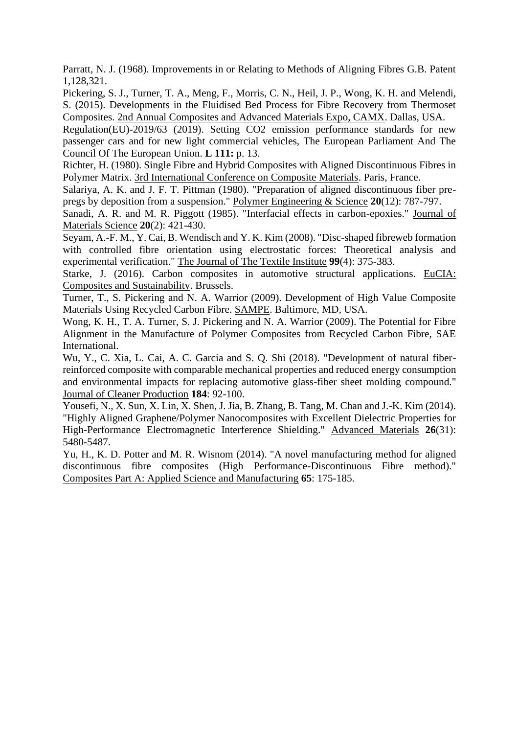Parratt, N. J. (1968). Improvements in or Relating to Methods of Aligning Fibres G.B. Patent 1,128,321.

Pickering, S. J., Turner, T. A., Meng, F., Morris, C. N., Heil, J. P., Wong, K. H. and Melendi, S. (2015). Developments in the Fluidised Bed Process for Fibre Recovery from Thermoset Composites. 2nd Annual Composites and Advanced Materials Expo, CAMX. Dallas, USA.

Regulation(EU)-2019/63 (2019). Setting $CO_2$ emission performance standards for new passenger cars and for new light commercial vehicles, The European Parliament And The Council Of The European Union. **L 111:** p. 13.

Richter, H. (1980). Single Fibre and Hybrid Composites with Aligned Discontinuous Fibres in Polymer Matrix. 3rd International Conference on Composite Materials. Paris, France.

Salariya, A. K. and J. F. T. Pittman (1980). "Preparation of aligned discontinuous fiber prepregs by deposition from a suspension." Polymer Engineering & Science **20**(12): 787-797.

Sanadi, A. R. and M. R. Piggott (1985). "Interfacial effects in carbon-epoxies." Journal of Materials Science **20**(2): 421-430.

Seyam, A.-F. M., Y. Cai, B. Wendisch and Y. K. Kim (2008). "Disc-shaped fibreweb formation with controlled fibre orientation using electrostatic forces: Theoretical analysis and experimental verification." The Journal of The Textile Institute **99**(4): 375-383.

Starke, J. (2016). Carbon composites in automotive structural applications. EuCIA: Composites and Sustainability. Brussels.

Turner, T., S. Pickering and N. A. Warrior (2009). Development of High Value Composite Materials Using Recycled Carbon Fibre. SAMPE. Baltimore, MD, USA.

Wong, K. H., T. A. Turner, S. J. Pickering and N. A. Warrior (2009). The Potential for Fibre Alignment in the Manufacture of Polymer Composites from Recycled Carbon Fibre, SAE International.

Wu, Y., C. Xia, L. Cai, A. C. Garcia and S. Q. Shi (2018). "Development of natural fiber-reinforced composite with comparable mechanical properties and reduced energy consumption and environmental impacts for replacing automotive glass-fiber sheet molding compound." Journal of Cleaner Production **184**: 92-100.

Yousefi, N., X. Sun, X. Lin, X. Shen, J. Jia, B. Zhang, B. Tang, M. Chan and J.-K. Kim (2014). "Highly Aligned Graphene/Polymer Nanocomposites with Excellent Dielectric Properties for High-Performance Electromagnetic Interference Shielding." Advanced Materials **26**(31): 5480-5487.

Yu, H., K. D. Potter and M. R. Wisnom (2014). "A novel manufacturing method for aligned discontinuous fibre composites (High Performance-Discontinuous Fibre method)." Composites Part A: Applied Science and Manufacturing **65**: 175-185.